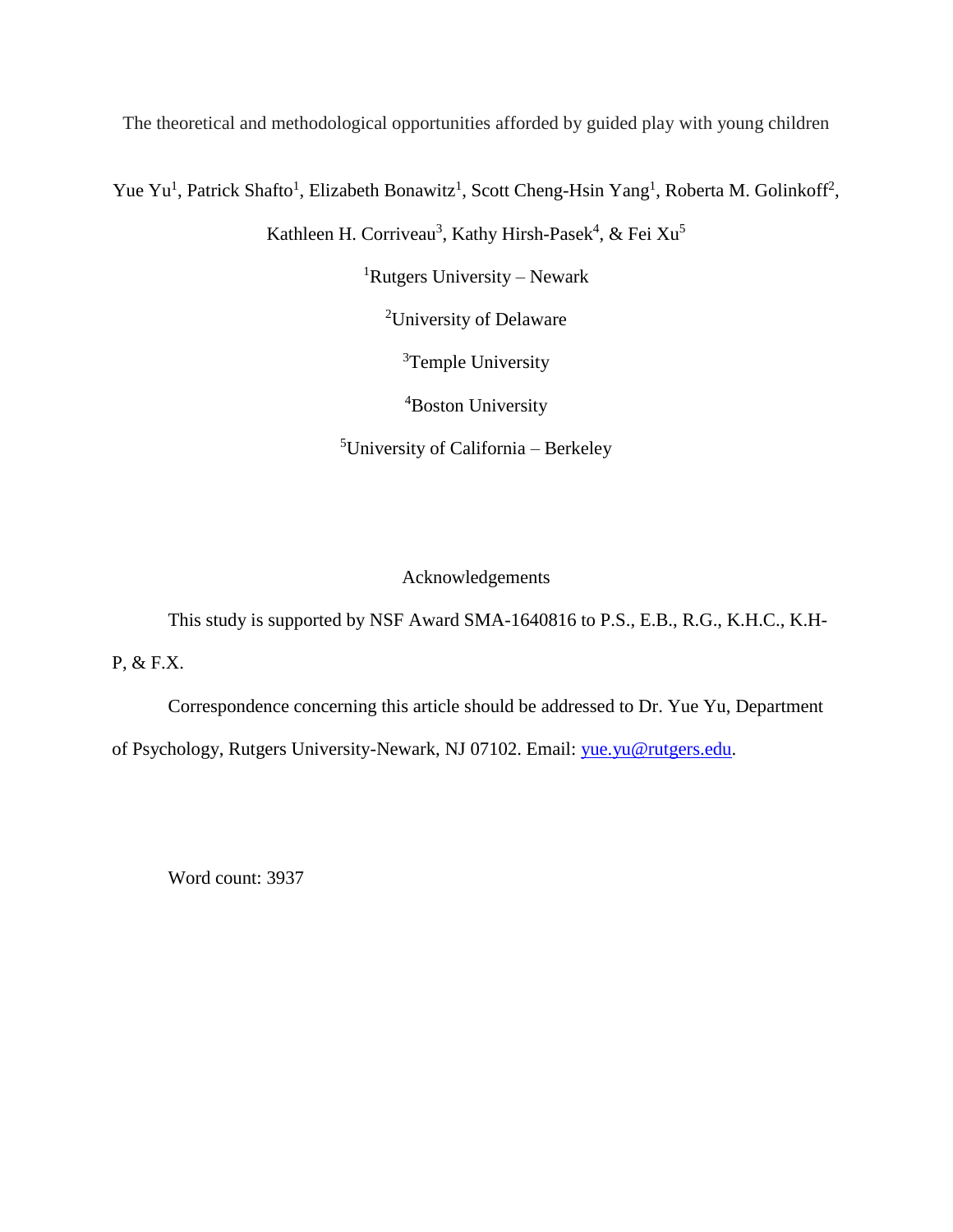# The theoretical and methodological opportunities afforded by guided play with young children

Yue Yu[1], Patrick Shafto[1], Elizabeth Bonawitz[1], Scott Cheng-Hsin Yang[1], Roberta M. Golinkoff[2], Kathleen H. Corriveau[3], Kathy Hirsh-Pasek[4], & Fei Xu[5]

[1]Rutgers University – Newark

[2]University of Delaware

[3]Temple University

[4]Boston University

[5]University of California – Berkeley

## Acknowledgements

This study is supported by NSF Award SMA-1640816 to P.S., E.B., R.G., K.H.C., K.H-P, & F.X.

Correspondence concerning this article should be addressed to Dr. Yue Yu, Department of Psychology, Rutgers University-Newark, NJ 07102. Email: yue.yu@rutgers.edu.

Word count: 3937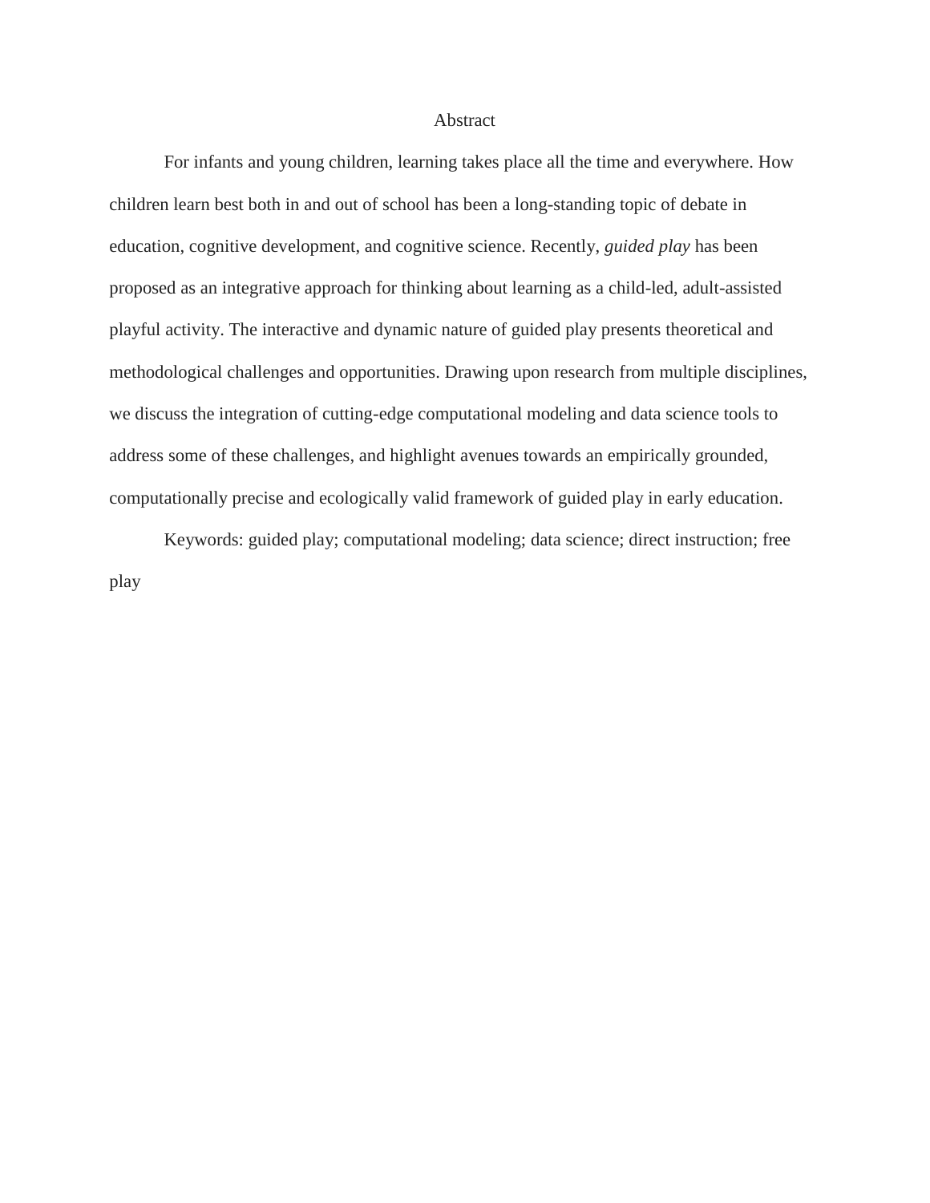# Abstract

For infants and young children, learning takes place all the time and everywhere. How children learn best both in and out of school has been a long-standing topic of debate in education, cognitive development, and cognitive science. Recently, *guided play* has been proposed as an integrative approach for thinking about learning as a child-led, adult-assisted playful activity. The interactive and dynamic nature of guided play presents theoretical and methodological challenges and opportunities. Drawing upon research from multiple disciplines, we discuss the integration of cutting-edge computational modeling and data science tools to address some of these challenges, and highlight avenues towards an empirically grounded, computationally precise and ecologically valid framework of guided play in early education.

Keywords: guided play; computational modeling; data science; direct instruction; free play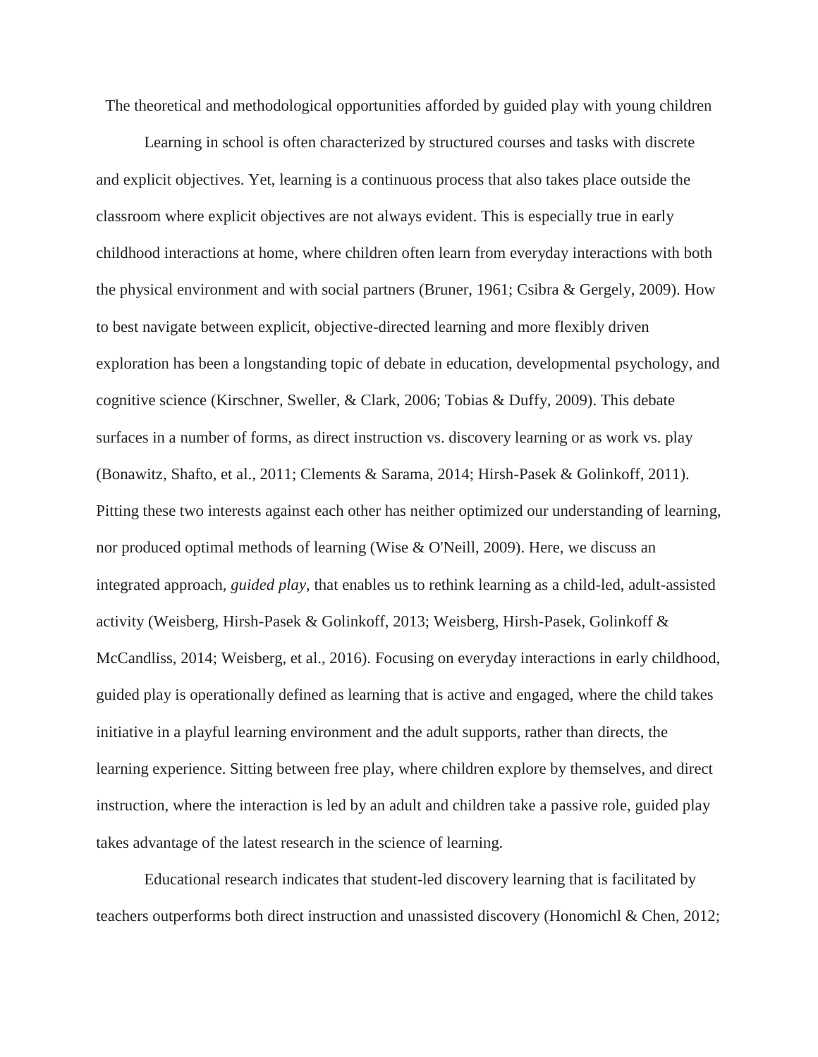# The theoretical and methodological opportunities afforded by guided play with young children

Learning in school is often characterized by structured courses and tasks with discrete and explicit objectives. Yet, learning is a continuous process that also takes place outside the classroom where explicit objectives are not always evident. This is especially true in early childhood interactions at home, where children often learn from everyday interactions with both the physical environment and with social partners (Bruner, 1961; Csibra & Gergely, 2009). How to best navigate between explicit, objective-directed learning and more flexibly driven exploration has been a longstanding topic of debate in education, developmental psychology, and cognitive science (Kirschner, Sweller, & Clark, 2006; Tobias & Duffy, 2009). This debate surfaces in a number of forms, as direct instruction vs. discovery learning or as work vs. play (Bonawitz, Shafto, et al., 2011; Clements & Sarama, 2014; Hirsh-Pasek & Golinkoff, 2011). Pitting these two interests against each other has neither optimized our understanding of learning, nor produced optimal methods of learning (Wise & O'Neill, 2009). Here, we discuss an integrated approach, *guided play*, that enables us to rethink learning as a child-led, adult-assisted activity (Weisberg, Hirsh-Pasek & Golinkoff, 2013; Weisberg, Hirsh-Pasek, Golinkoff & McCandliss, 2014; Weisberg, et al., 2016). Focusing on everyday interactions in early childhood, guided play is operationally defined as learning that is active and engaged, where the child takes initiative in a playful learning environment and the adult supports, rather than directs, the learning experience. Sitting between free play, where children explore by themselves, and direct instruction, where the interaction is led by an adult and children take a passive role, guided play takes advantage of the latest research in the science of learning.

Educational research indicates that student-led discovery learning that is facilitated by teachers outperforms both direct instruction and unassisted discovery (Honomichl & Chen, 2012;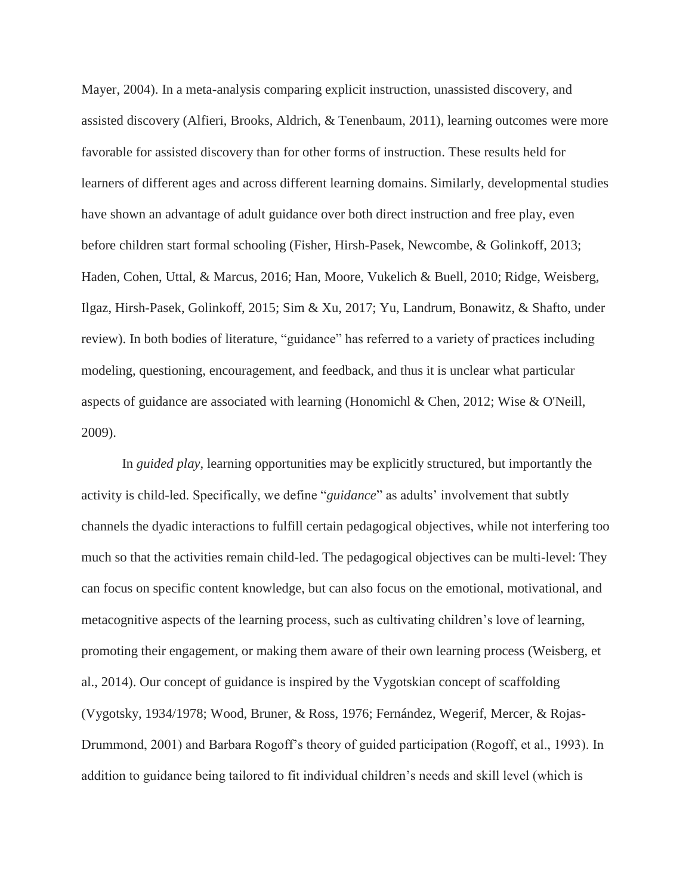Mayer, 2004). In a meta-analysis comparing explicit instruction, unassisted discovery, and assisted discovery (Alfieri, Brooks, Aldrich, & Tenenbaum, 2011), learning outcomes were more favorable for assisted discovery than for other forms of instruction. These results held for learners of different ages and across different learning domains. Similarly, developmental studies have shown an advantage of adult guidance over both direct instruction and free play, even before children start formal schooling (Fisher, Hirsh-Pasek, Newcombe, & Golinkoff, 2013; Haden, Cohen, Uttal, & Marcus, 2016; Han, Moore, Vukelich & Buell, 2010; Ridge, Weisberg, Ilgaz, Hirsh-Pasek, Golinkoff, 2015; Sim & Xu, 2017; Yu, Landrum, Bonawitz, & Shafto, under review). In both bodies of literature, "guidance" has referred to a variety of practices including modeling, questioning, encouragement, and feedback, and thus it is unclear what particular aspects of guidance are associated with learning (Honomichl & Chen, 2012; Wise & O'Neill, 2009).

In *guided play*, learning opportunities may be explicitly structured, but importantly the activity is child-led. Specifically, we define "*guidance*" as adults' involvement that subtly channels the dyadic interactions to fulfill certain pedagogical objectives, while not interfering too much so that the activities remain child-led. The pedagogical objectives can be multi-level: They can focus on specific content knowledge, but can also focus on the emotional, motivational, and metacognitive aspects of the learning process, such as cultivating children's love of learning, promoting their engagement, or making them aware of their own learning process (Weisberg, et al., 2014). Our concept of guidance is inspired by the Vygotskian concept of scaffolding (Vygotsky, 1934/1978; Wood, Bruner, & Ross, 1976; Fernández, Wegerif, Mercer, & Rojas-Drummond, 2001) and Barbara Rogoff's theory of guided participation (Rogoff, et al., 1993). In addition to guidance being tailored to fit individual children's needs and skill level (which is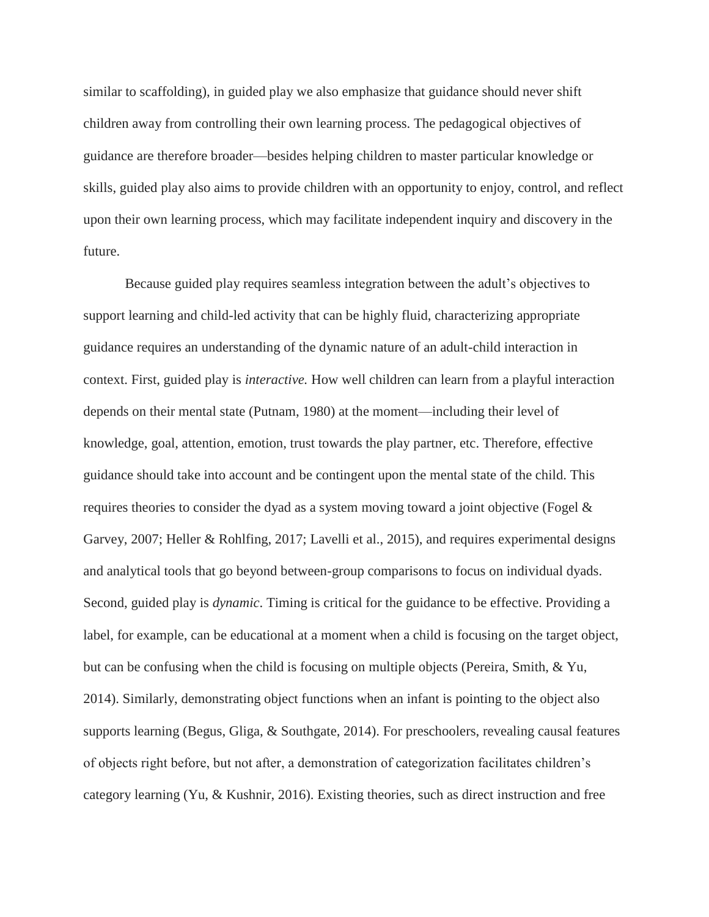similar to scaffolding), in guided play we also emphasize that guidance should never shift children away from controlling their own learning process. The pedagogical objectives of guidance are therefore broader—besides helping children to master particular knowledge or skills, guided play also aims to provide children with an opportunity to enjoy, control, and reflect upon their own learning process, which may facilitate independent inquiry and discovery in the future.

Because guided play requires seamless integration between the adult's objectives to support learning and child-led activity that can be highly fluid, characterizing appropriate guidance requires an understanding of the dynamic nature of an adult-child interaction in context. First, guided play is *interactive.* How well children can learn from a playful interaction depends on their mental state (Putnam, 1980) at the moment—including their level of knowledge, goal, attention, emotion, trust towards the play partner, etc. Therefore, effective guidance should take into account and be contingent upon the mental state of the child. This requires theories to consider the dyad as a system moving toward a joint objective (Fogel & Garvey, 2007; Heller & Rohlfing, 2017; Lavelli et al., 2015), and requires experimental designs and analytical tools that go beyond between-group comparisons to focus on individual dyads. Second, guided play is *dynamic*. Timing is critical for the guidance to be effective. Providing a label, for example, can be educational at a moment when a child is focusing on the target object, but can be confusing when the child is focusing on multiple objects (Pereira, Smith, & Yu, 2014). Similarly, demonstrating object functions when an infant is pointing to the object also supports learning (Begus, Gliga, & Southgate, 2014). For preschoolers, revealing causal features of objects right before, but not after, a demonstration of categorization facilitates children's category learning (Yu, & Kushnir, 2016). Existing theories, such as direct instruction and free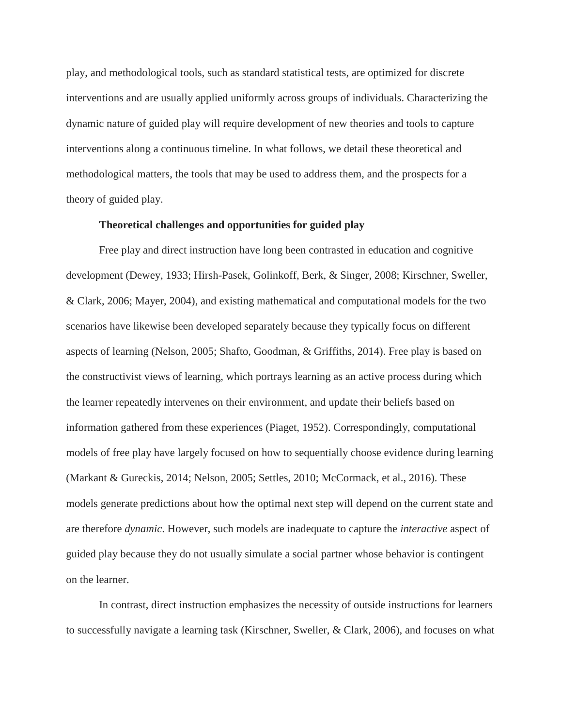play, and methodological tools, such as standard statistical tests, are optimized for discrete interventions and are usually applied uniformly across groups of individuals. Characterizing the dynamic nature of guided play will require development of new theories and tools to capture interventions along a continuous timeline. In what follows, we detail these theoretical and methodological matters, the tools that may be used to address them, and the prospects for a theory of guided play.

## Theoretical challenges and opportunities for guided play

Free play and direct instruction have long been contrasted in education and cognitive development (Dewey, 1933; Hirsh-Pasek, Golinkoff, Berk, & Singer, 2008; Kirschner, Sweller, & Clark, 2006; Mayer, 2004), and existing mathematical and computational models for the two scenarios have likewise been developed separately because they typically focus on different aspects of learning (Nelson, 2005; Shafto, Goodman, & Griffiths, 2014). Free play is based on the constructivist views of learning, which portrays learning as an active process during which the learner repeatedly intervenes on their environment, and update their beliefs based on information gathered from these experiences (Piaget, 1952). Correspondingly, computational models of free play have largely focused on how to sequentially choose evidence during learning (Markant & Gureckis, 2014; Nelson, 2005; Settles, 2010; McCormack, et al., 2016). These models generate predictions about how the optimal next step will depend on the current state and are therefore *dynamic*. However, such models are inadequate to capture the *interactive* aspect of guided play because they do not usually simulate a social partner whose behavior is contingent on the learner.

In contrast, direct instruction emphasizes the necessity of outside instructions for learners to successfully navigate a learning task (Kirschner, Sweller, & Clark, 2006), and focuses on what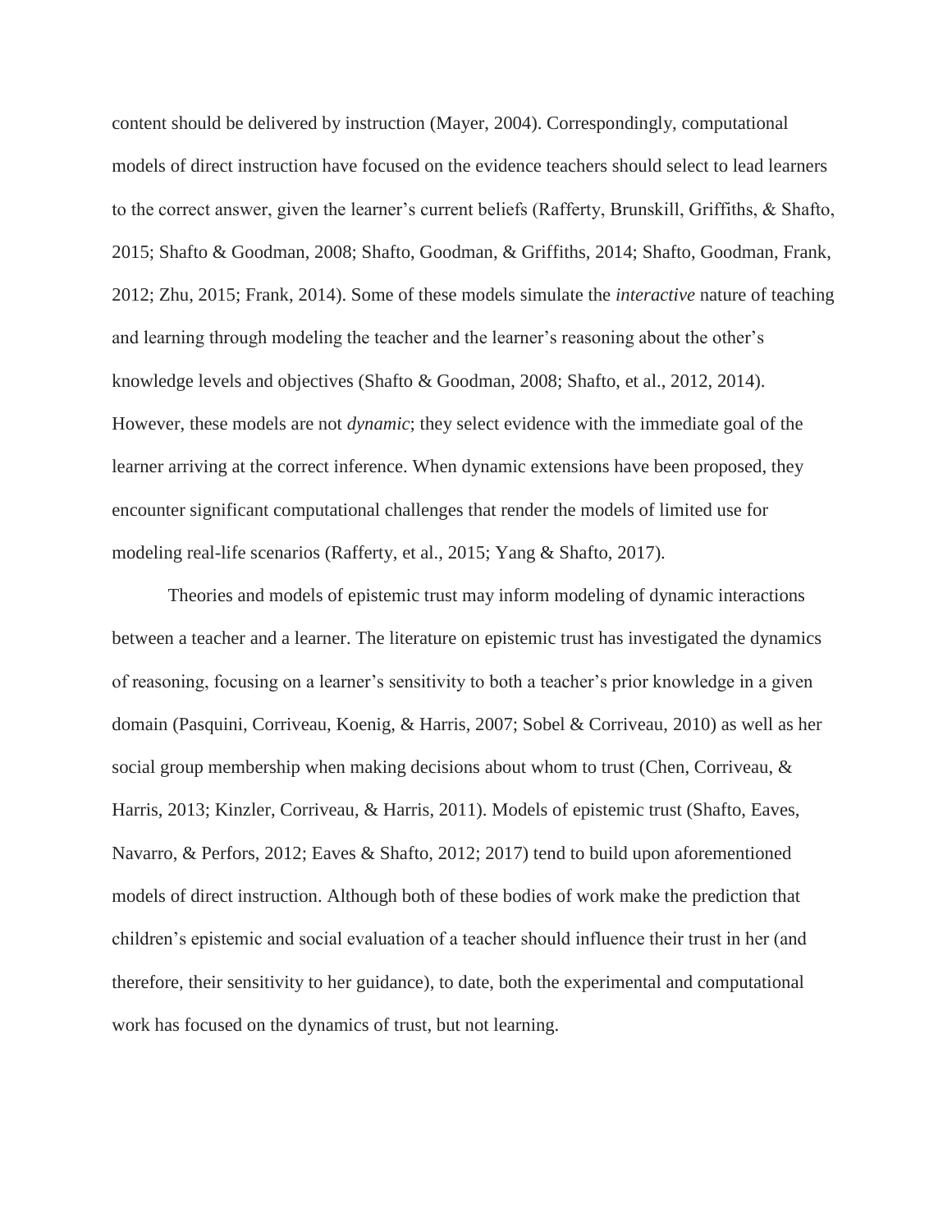content should be delivered by instruction (Mayer, 2004). Correspondingly, computational models of direct instruction have focused on the evidence teachers should select to lead learners to the correct answer, given the learner's current beliefs (Rafferty, Brunskill, Griffiths, & Shafto, 2015; Shafto & Goodman, 2008; Shafto, Goodman, & Griffiths, 2014; Shafto, Goodman, Frank, 2012; Zhu, 2015; Frank, 2014). Some of these models simulate the *interactive* nature of teaching and learning through modeling the teacher and the learner's reasoning about the other's knowledge levels and objectives (Shafto & Goodman, 2008; Shafto, et al., 2012, 2014). However, these models are not *dynamic*; they select evidence with the immediate goal of the learner arriving at the correct inference. When dynamic extensions have been proposed, they encounter significant computational challenges that render the models of limited use for modeling real-life scenarios (Rafferty, et al., 2015; Yang & Shafto, 2017).

Theories and models of epistemic trust may inform modeling of dynamic interactions between a teacher and a learner. The literature on epistemic trust has investigated the dynamics of reasoning, focusing on a learner's sensitivity to both a teacher's prior knowledge in a given domain (Pasquini, Corriveau, Koenig, & Harris, 2007; Sobel & Corriveau, 2010) as well as her social group membership when making decisions about whom to trust (Chen, Corriveau, & Harris, 2013; Kinzler, Corriveau, & Harris, 2011). Models of epistemic trust (Shafto, Eaves, Navarro, & Perfors, 2012; Eaves & Shafto, 2012; 2017) tend to build upon aforementioned models of direct instruction. Although both of these bodies of work make the prediction that children's epistemic and social evaluation of a teacher should influence their trust in her (and therefore, their sensitivity to her guidance), to date, both the experimental and computational work has focused on the dynamics of trust, but not learning.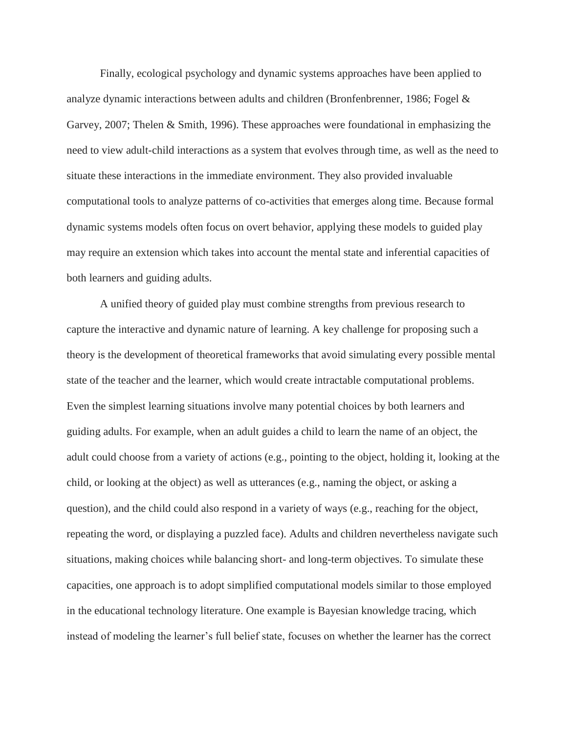Finally, ecological psychology and dynamic systems approaches have been applied to analyze dynamic interactions between adults and children (Bronfenbrenner, 1986; Fogel & Garvey, 2007; Thelen & Smith, 1996). These approaches were foundational in emphasizing the need to view adult-child interactions as a system that evolves through time, as well as the need to situate these interactions in the immediate environment. They also provided invaluable computational tools to analyze patterns of co-activities that emerges along time. Because formal dynamic systems models often focus on overt behavior, applying these models to guided play may require an extension which takes into account the mental state and inferential capacities of both learners and guiding adults.

A unified theory of guided play must combine strengths from previous research to capture the interactive and dynamic nature of learning. A key challenge for proposing such a theory is the development of theoretical frameworks that avoid simulating every possible mental state of the teacher and the learner, which would create intractable computational problems. Even the simplest learning situations involve many potential choices by both learners and guiding adults. For example, when an adult guides a child to learn the name of an object, the adult could choose from a variety of actions (e.g., pointing to the object, holding it, looking at the child, or looking at the object) as well as utterances (e.g., naming the object, or asking a question), and the child could also respond in a variety of ways (e.g., reaching for the object, repeating the word, or displaying a puzzled face). Adults and children nevertheless navigate such situations, making choices while balancing short- and long-term objectives. To simulate these capacities, one approach is to adopt simplified computational models similar to those employed in the educational technology literature. One example is Bayesian knowledge tracing, which instead of modeling the learner's full belief state, focuses on whether the learner has the correct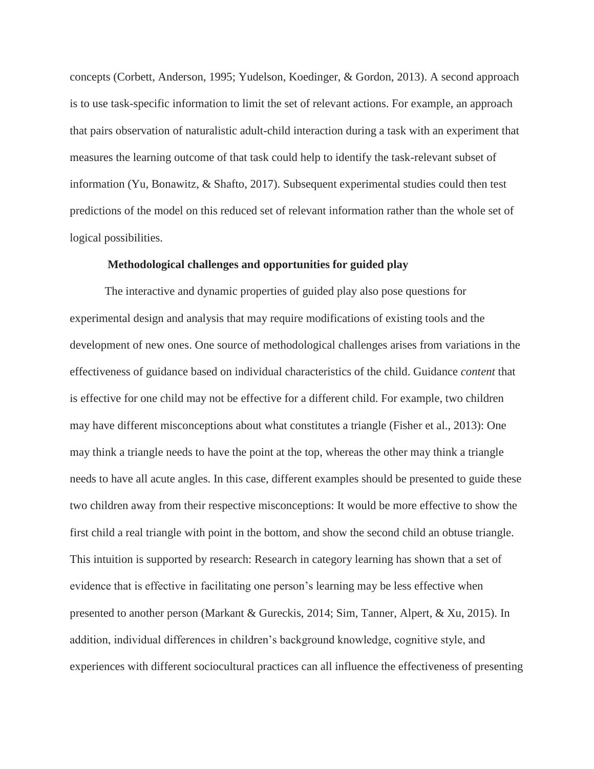concepts (Corbett, Anderson, 1995; Yudelson, Koedinger, & Gordon, 2013). A second approach is to use task-specific information to limit the set of relevant actions. For example, an approach that pairs observation of naturalistic adult-child interaction during a task with an experiment that measures the learning outcome of that task could help to identify the task-relevant subset of information (Yu, Bonawitz, & Shafto, 2017). Subsequent experimental studies could then test predictions of the model on this reduced set of relevant information rather than the whole set of logical possibilities.

## Methodological challenges and opportunities for guided play

The interactive and dynamic properties of guided play also pose questions for experimental design and analysis that may require modifications of existing tools and the development of new ones. One source of methodological challenges arises from variations in the effectiveness of guidance based on individual characteristics of the child. Guidance *content* that is effective for one child may not be effective for a different child. For example, two children may have different misconceptions about what constitutes a triangle (Fisher et al., 2013): One may think a triangle needs to have the point at the top, whereas the other may think a triangle needs to have all acute angles. In this case, different examples should be presented to guide these two children away from their respective misconceptions: It would be more effective to show the first child a real triangle with point in the bottom, and show the second child an obtuse triangle. This intuition is supported by research: Research in category learning has shown that a set of evidence that is effective in facilitating one person's learning may be less effective when presented to another person (Markant & Gureckis, 2014; Sim, Tanner, Alpert, & Xu, 2015). In addition, individual differences in children's background knowledge, cognitive style, and experiences with different sociocultural practices can all influence the effectiveness of presenting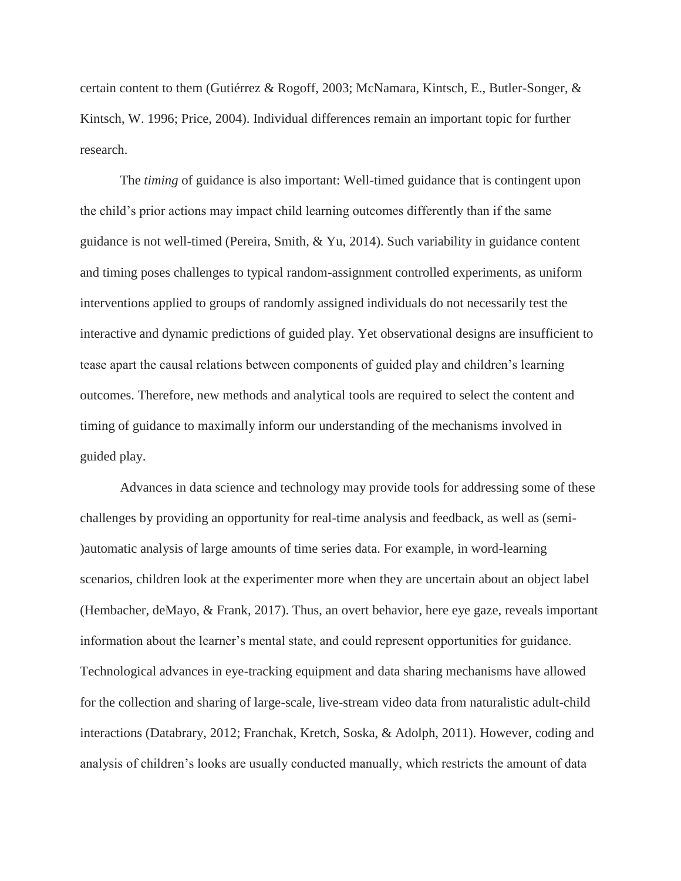certain content to them (Gutiérrez & Rogoff, 2003; McNamara, Kintsch, E., Butler-Songer, & Kintsch, W. 1996; Price, 2004). Individual differences remain an important topic for further research.

The *timing* of guidance is also important: Well-timed guidance that is contingent upon the child's prior actions may impact child learning outcomes differently than if the same guidance is not well-timed (Pereira, Smith, & Yu, 2014). Such variability in guidance content and timing poses challenges to typical random-assignment controlled experiments, as uniform interventions applied to groups of randomly assigned individuals do not necessarily test the interactive and dynamic predictions of guided play. Yet observational designs are insufficient to tease apart the causal relations between components of guided play and children's learning outcomes. Therefore, new methods and analytical tools are required to select the content and timing of guidance to maximally inform our understanding of the mechanisms involved in guided play.

Advances in data science and technology may provide tools for addressing some of these challenges by providing an opportunity for real-time analysis and feedback, as well as (semi-)automatic analysis of large amounts of time series data. For example, in word-learning scenarios, children look at the experimenter more when they are uncertain about an object label (Hembacher, deMayo, & Frank, 2017). Thus, an overt behavior, here eye gaze, reveals important information about the learner's mental state, and could represent opportunities for guidance. Technological advances in eye-tracking equipment and data sharing mechanisms have allowed for the collection and sharing of large-scale, live-stream video data from naturalistic adult-child interactions (Databrary, 2012; Franchak, Kretch, Soska, & Adolph, 2011). However, coding and analysis of children's looks are usually conducted manually, which restricts the amount of data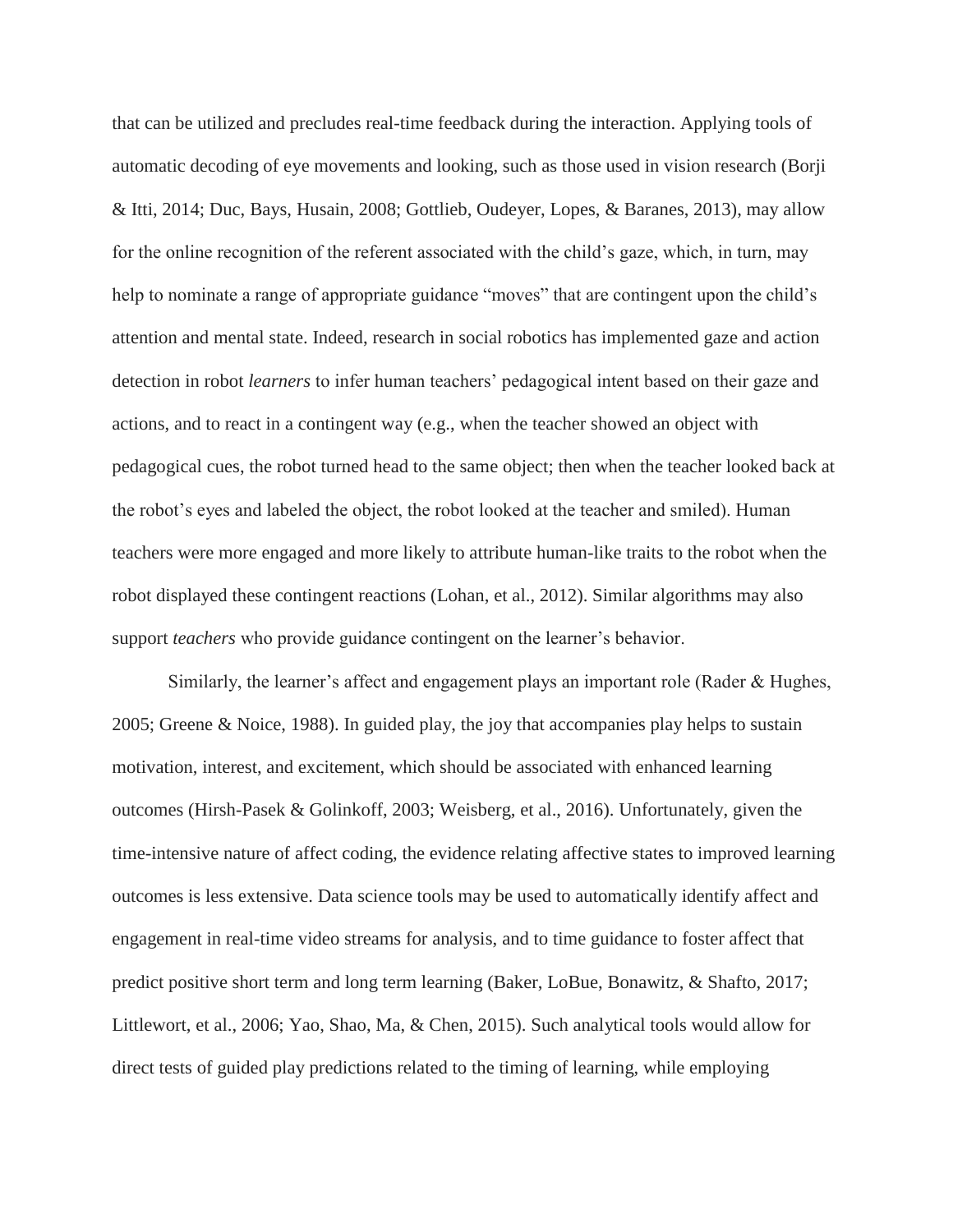that can be utilized and precludes real-time feedback during the interaction. Applying tools of automatic decoding of eye movements and looking, such as those used in vision research (Borji & Itti, 2014; Duc, Bays, Husain, 2008; Gottlieb, Oudeyer, Lopes, & Baranes, 2013), may allow for the online recognition of the referent associated with the child's gaze, which, in turn, may help to nominate a range of appropriate guidance "moves" that are contingent upon the child's attention and mental state. Indeed, research in social robotics has implemented gaze and action detection in robot *learners* to infer human teachers' pedagogical intent based on their gaze and actions, and to react in a contingent way (e.g., when the teacher showed an object with pedagogical cues, the robot turned head to the same object; then when the teacher looked back at the robot's eyes and labeled the object, the robot looked at the teacher and smiled). Human teachers were more engaged and more likely to attribute human-like traits to the robot when the robot displayed these contingent reactions (Lohan, et al., 2012). Similar algorithms may also support *teachers* who provide guidance contingent on the learner's behavior.

Similarly, the learner's affect and engagement plays an important role (Rader & Hughes, 2005; Greene & Noice, 1988). In guided play, the joy that accompanies play helps to sustain motivation, interest, and excitement, which should be associated with enhanced learning outcomes (Hirsh-Pasek & Golinkoff, 2003; Weisberg, et al., 2016). Unfortunately, given the time-intensive nature of affect coding, the evidence relating affective states to improved learning outcomes is less extensive. Data science tools may be used to automatically identify affect and engagement in real-time video streams for analysis, and to time guidance to foster affect that predict positive short term and long term learning (Baker, LoBue, Bonawitz, & Shafto, 2017; Littlewort, et al., 2006; Yao, Shao, Ma, & Chen, 2015). Such analytical tools would allow for direct tests of guided play predictions related to the timing of learning, while employing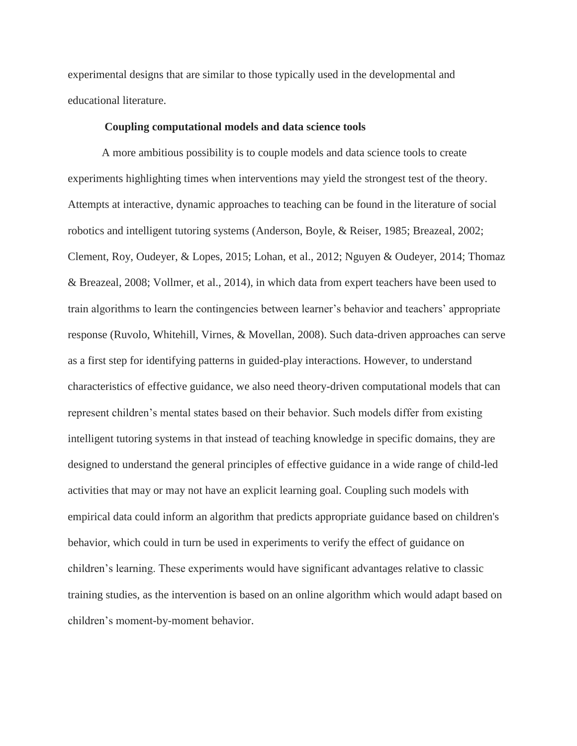experimental designs that are similar to those typically used in the developmental and educational literature.

### Coupling computational models and data science tools

A more ambitious possibility is to couple models and data science tools to create experiments highlighting times when interventions may yield the strongest test of the theory. Attempts at interactive, dynamic approaches to teaching can be found in the literature of social robotics and intelligent tutoring systems (Anderson, Boyle, & Reiser, 1985; Breazeal, 2002; Clement, Roy, Oudeyer, & Lopes, 2015; Lohan, et al., 2012; Nguyen & Oudeyer, 2014; Thomaz & Breazeal, 2008; Vollmer, et al., 2014), in which data from expert teachers have been used to train algorithms to learn the contingencies between learner's behavior and teachers' appropriate response (Ruvolo, Whitehill, Virnes, & Movellan, 2008). Such data-driven approaches can serve as a first step for identifying patterns in guided-play interactions. However, to understand characteristics of effective guidance, we also need theory-driven computational models that can represent children's mental states based on their behavior. Such models differ from existing intelligent tutoring systems in that instead of teaching knowledge in specific domains, they are designed to understand the general principles of effective guidance in a wide range of child-led activities that may or may not have an explicit learning goal. Coupling such models with empirical data could inform an algorithm that predicts appropriate guidance based on children's behavior, which could in turn be used in experiments to verify the effect of guidance on children's learning. These experiments would have significant advantages relative to classic training studies, as the intervention is based on an online algorithm which would adapt based on children's moment-by-moment behavior.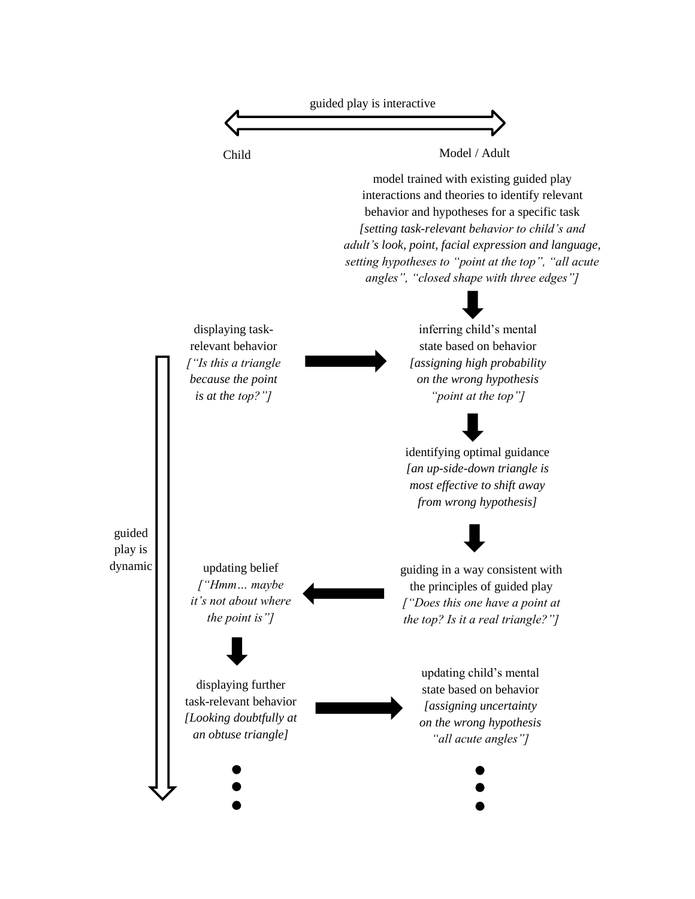guided play is interactive

Child

Model / Adult

model trained with existing guided play interactions and theories to identify relevant behavior and hypotheses for a specific task
*[setting task-relevant behavior to child's and adult's look, point, facial expression and language, setting hypotheses to "point at the top", "all acute angles", "closed shape with three edges"]*

displaying task-relevant behavior
*["Is this a triangle because the point is at the top?"]*

inferring child's mental state based on behavior
*[assigning high probability on the wrong hypothesis "point at the top"]*

identifying optimal guidance
*[an up-side-down triangle is most effective to shift away from wrong hypothesis]*

guided play is dynamic

updating belief
*["Hmm… maybe it's not about where the point is"]*

guiding in a way consistent with the principles of guided play
*["Does this one have a point at the top? Is it a real triangle?"]*

displaying further task-relevant behavior
*[Looking doubtfully at an obtuse triangle]*

updating child's mental state based on behavior
*[assigning uncertainty on the wrong hypothesis "all acute angles"]*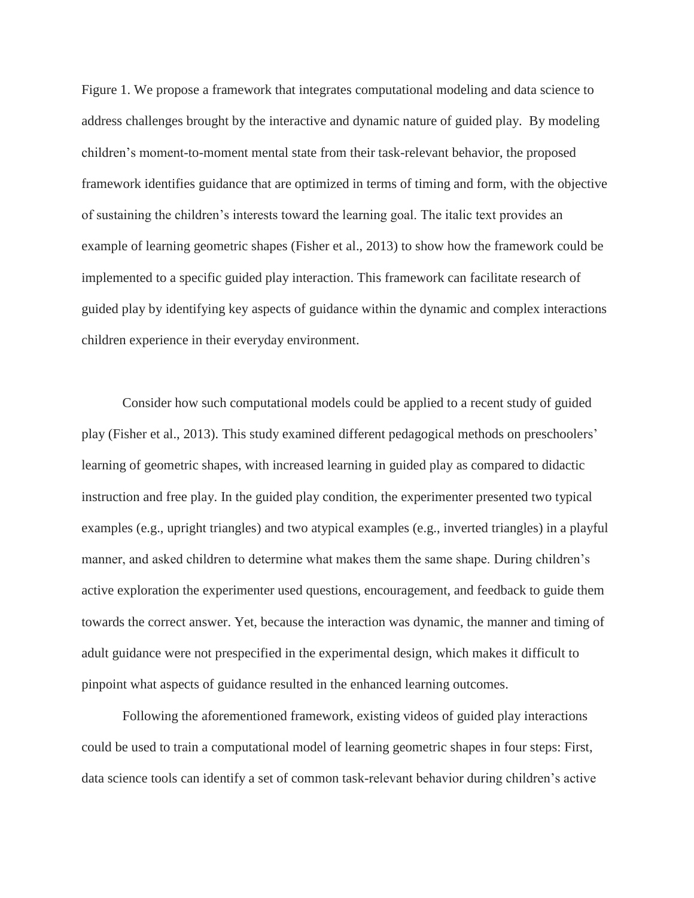Figure 1. We propose a framework that integrates computational modeling and data science to address challenges brought by the interactive and dynamic nature of guided play. By modeling children's moment-to-moment mental state from their task-relevant behavior, the proposed framework identifies guidance that are optimized in terms of timing and form, with the objective of sustaining the children's interests toward the learning goal. The italic text provides an example of learning geometric shapes (Fisher et al., 2013) to show how the framework could be implemented to a specific guided play interaction. This framework can facilitate research of guided play by identifying key aspects of guidance within the dynamic and complex interactions children experience in their everyday environment.

Consider how such computational models could be applied to a recent study of guided play (Fisher et al., 2013). This study examined different pedagogical methods on preschoolers' learning of geometric shapes, with increased learning in guided play as compared to didactic instruction and free play. In the guided play condition, the experimenter presented two typical examples (e.g., upright triangles) and two atypical examples (e.g., inverted triangles) in a playful manner, and asked children to determine what makes them the same shape. During children's active exploration the experimenter used questions, encouragement, and feedback to guide them towards the correct answer. Yet, because the interaction was dynamic, the manner and timing of adult guidance were not prespecified in the experimental design, which makes it difficult to pinpoint what aspects of guidance resulted in the enhanced learning outcomes.

Following the aforementioned framework, existing videos of guided play interactions could be used to train a computational model of learning geometric shapes in four steps: First, data science tools can identify a set of common task-relevant behavior during children's active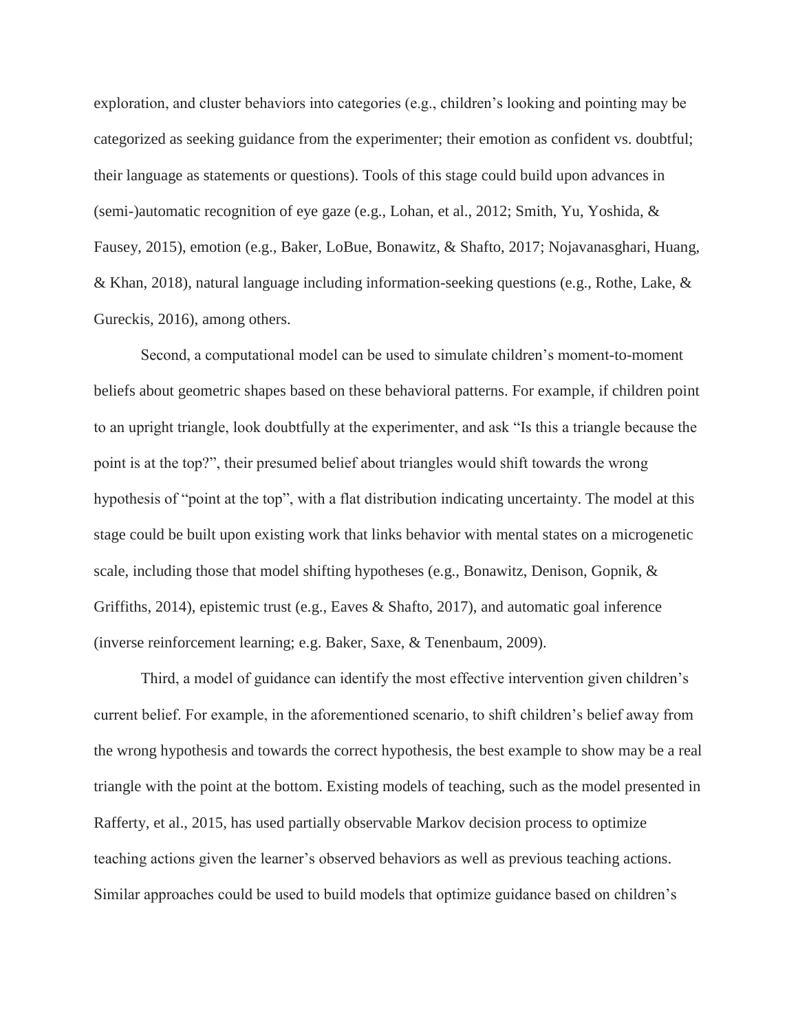exploration, and cluster behaviors into categories (e.g., children's looking and pointing may be categorized as seeking guidance from the experimenter; their emotion as confident vs. doubtful; their language as statements or questions). Tools of this stage could build upon advances in (semi-)automatic recognition of eye gaze (e.g., Lohan, et al., 2012; Smith, Yu, Yoshida, & Fausey, 2015), emotion (e.g., Baker, LoBue, Bonawitz, & Shafto, 2017; Nojavanasghari, Huang, & Khan, 2018), natural language including information-seeking questions (e.g., Rothe, Lake, & Gureckis, 2016), among others.

Second, a computational model can be used to simulate children's moment-to-moment beliefs about geometric shapes based on these behavioral patterns. For example, if children point to an upright triangle, look doubtfully at the experimenter, and ask "Is this a triangle because the point is at the top?", their presumed belief about triangles would shift towards the wrong hypothesis of "point at the top", with a flat distribution indicating uncertainty. The model at this stage could be built upon existing work that links behavior with mental states on a microgenetic scale, including those that model shifting hypotheses (e.g., Bonawitz, Denison, Gopnik, & Griffiths, 2014), epistemic trust (e.g., Eaves & Shafto, 2017), and automatic goal inference (inverse reinforcement learning; e.g. Baker, Saxe, & Tenenbaum, 2009).

Third, a model of guidance can identify the most effective intervention given children's current belief. For example, in the aforementioned scenario, to shift children's belief away from the wrong hypothesis and towards the correct hypothesis, the best example to show may be a real triangle with the point at the bottom. Existing models of teaching, such as the model presented in Rafferty, et al., 2015, has used partially observable Markov decision process to optimize teaching actions given the learner's observed behaviors as well as previous teaching actions. Similar approaches could be used to build models that optimize guidance based on children's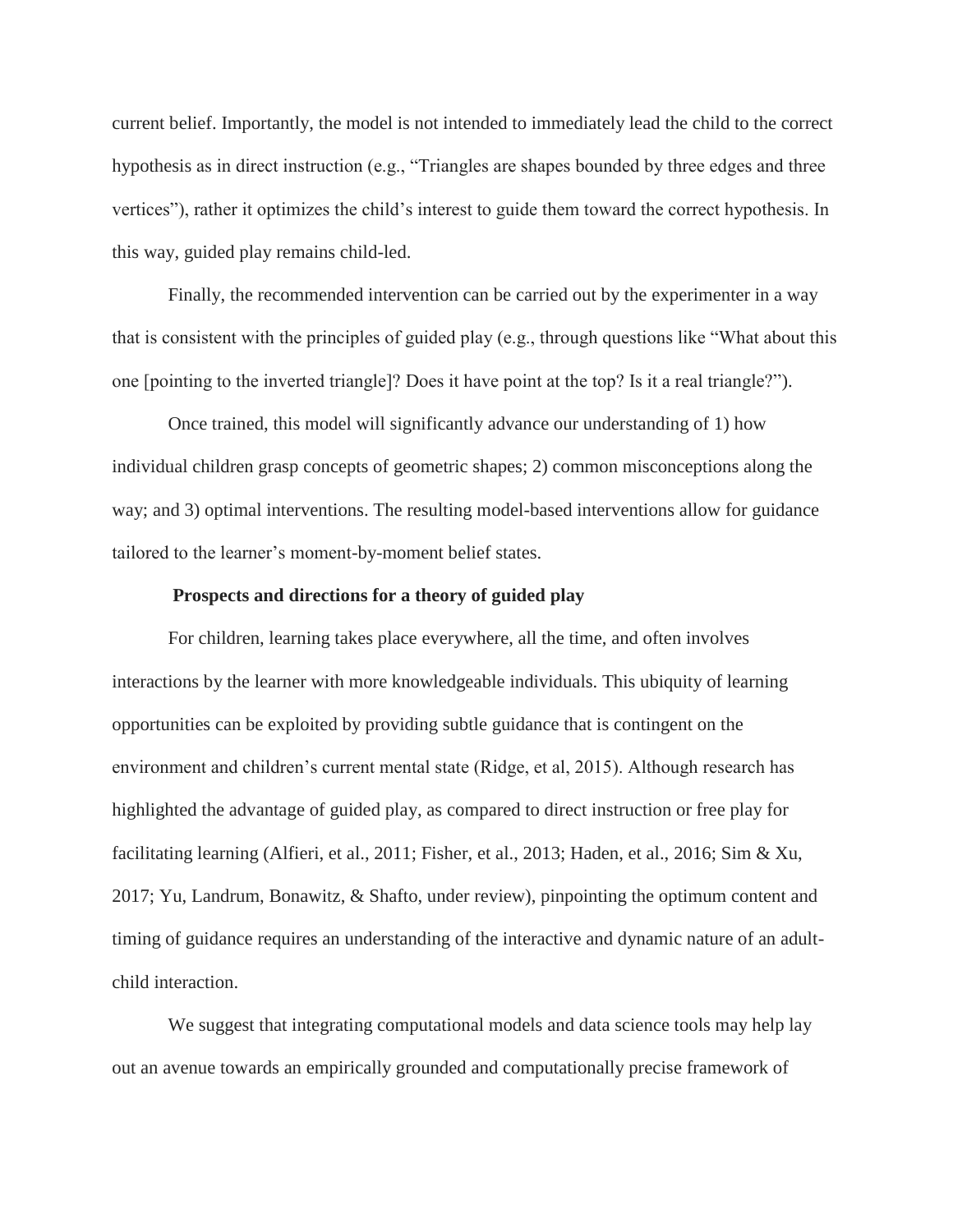current belief. Importantly, the model is not intended to immediately lead the child to the correct hypothesis as in direct instruction (e.g., "Triangles are shapes bounded by three edges and three vertices"), rather it optimizes the child's interest to guide them toward the correct hypothesis. In this way, guided play remains child-led.

Finally, the recommended intervention can be carried out by the experimenter in a way that is consistent with the principles of guided play (e.g., through questions like "What about this one [pointing to the inverted triangle]? Does it have point at the top? Is it a real triangle?").

Once trained, this model will significantly advance our understanding of 1) how individual children grasp concepts of geometric shapes; 2) common misconceptions along the way; and 3) optimal interventions. The resulting model-based interventions allow for guidance tailored to the learner's moment-by-moment belief states.

## Prospects and directions for a theory of guided play

For children, learning takes place everywhere, all the time, and often involves interactions by the learner with more knowledgeable individuals. This ubiquity of learning opportunities can be exploited by providing subtle guidance that is contingent on the environment and children's current mental state (Ridge, et al, 2015). Although research has highlighted the advantage of guided play, as compared to direct instruction or free play for facilitating learning (Alfieri, et al., 2011; Fisher, et al., 2013; Haden, et al., 2016; Sim & Xu, 2017; Yu, Landrum, Bonawitz, & Shafto, under review), pinpointing the optimum content and timing of guidance requires an understanding of the interactive and dynamic nature of an adult-child interaction.

We suggest that integrating computational models and data science tools may help lay out an avenue towards an empirically grounded and computationally precise framework of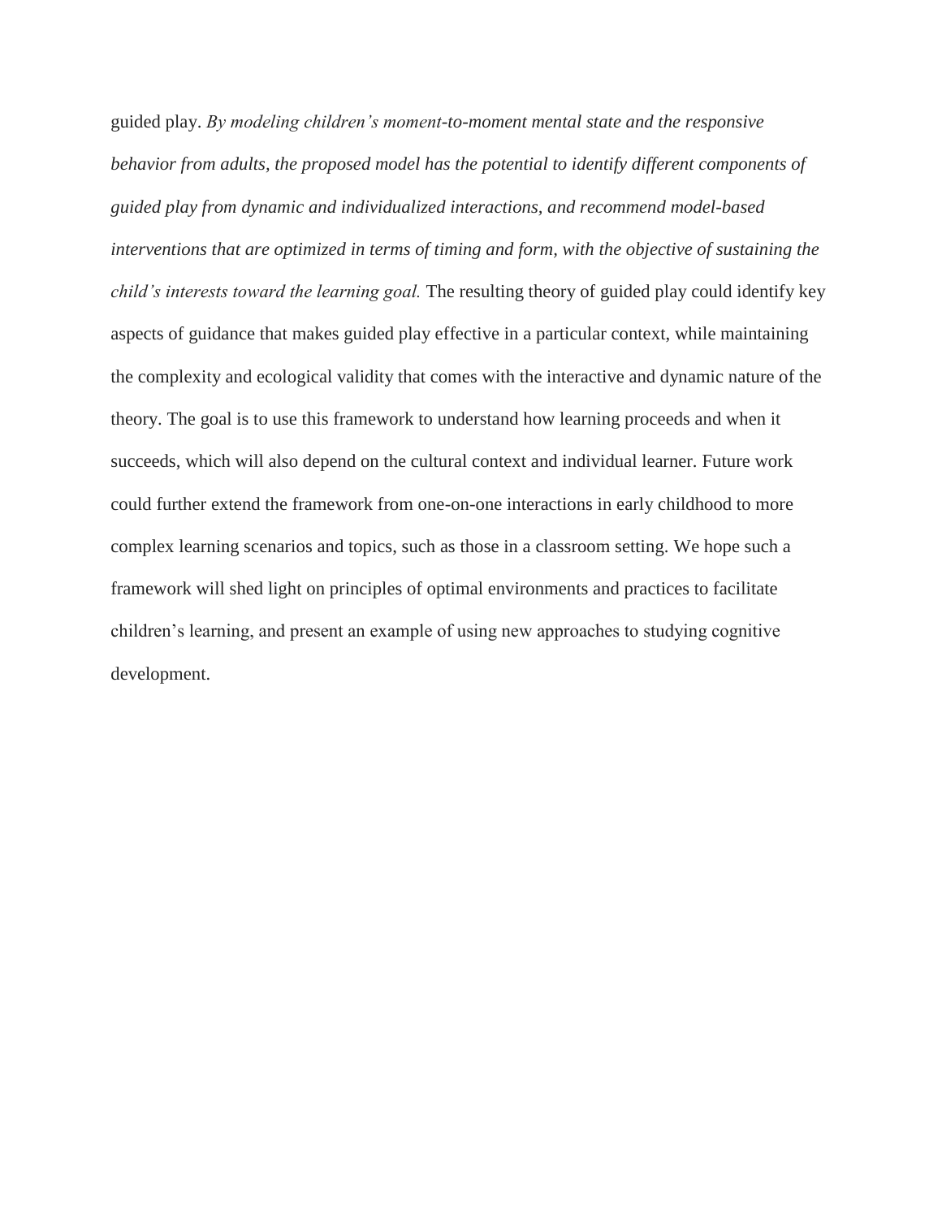guided play. *By modeling children's moment-to-moment mental state and the responsive behavior from adults, the proposed model has the potential to identify different components of guided play from dynamic and individualized interactions, and recommend model-based interventions that are optimized in terms of timing and form, with the objective of sustaining the child's interests toward the learning goal.* The resulting theory of guided play could identify key aspects of guidance that makes guided play effective in a particular context, while maintaining the complexity and ecological validity that comes with the interactive and dynamic nature of the theory. The goal is to use this framework to understand how learning proceeds and when it succeeds, which will also depend on the cultural context and individual learner. Future work could further extend the framework from one-on-one interactions in early childhood to more complex learning scenarios and topics, such as those in a classroom setting. We hope such a framework will shed light on principles of optimal environments and practices to facilitate children's learning, and present an example of using new approaches to studying cognitive development.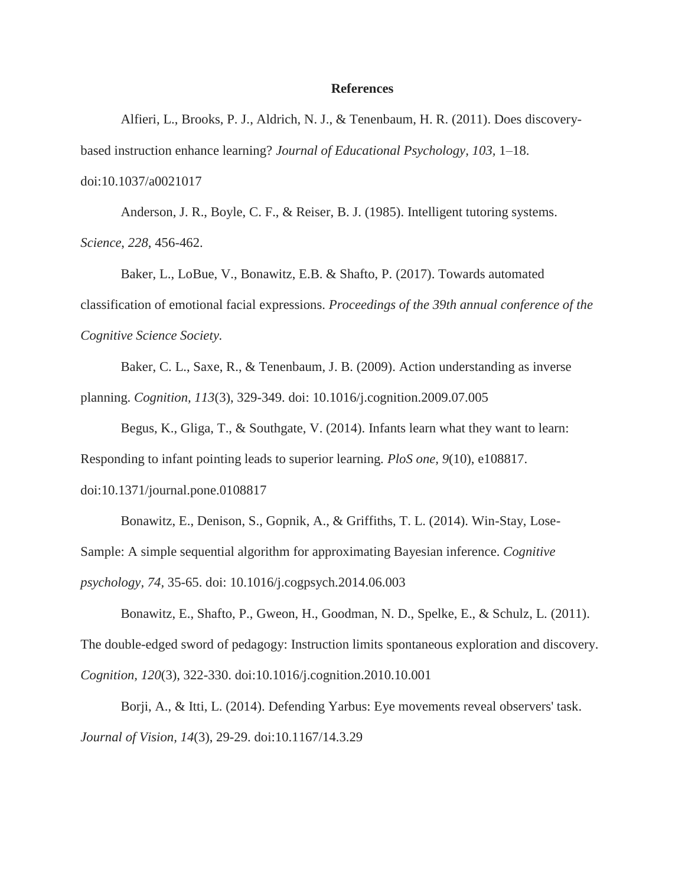# References

Alfieri, L., Brooks, P. J., Aldrich, N. J., & Tenenbaum, H. R. (2011). Does discovery-based instruction enhance learning? *Journal of Educational Psychology, 103,* 1–18. doi:10.1037/a0021017

Anderson, J. R., Boyle, C. F., & Reiser, B. J. (1985). Intelligent tutoring systems. *Science*, *228*, 456-462.

Baker, L., LoBue, V., Bonawitz, E.B. & Shafto, P. (2017). Towards automated classification of emotional facial expressions. *Proceedings of the 39th annual conference of the Cognitive Science Society.*

Baker, C. L., Saxe, R., & Tenenbaum, J. B. (2009). Action understanding as inverse planning. *Cognition*, *113*(3), 329-349. doi: 10.1016/j.cognition.2009.07.005

Begus, K., Gliga, T., & Southgate, V. (2014). Infants learn what they want to learn: Responding to infant pointing leads to superior learning. *PloS one*, *9*(10), e108817. doi:10.1371/journal.pone.0108817

Bonawitz, E., Denison, S., Gopnik, A., & Griffiths, T. L. (2014). Win-Stay, Lose-Sample: A simple sequential algorithm for approximating Bayesian inference. *Cognitive psychology*, *74*, 35-65. doi: 10.1016/j.cogpsych.2014.06.003

Bonawitz, E., Shafto, P., Gweon, H., Goodman, N. D., Spelke, E., & Schulz, L. (2011). The double-edged sword of pedagogy: Instruction limits spontaneous exploration and discovery. *Cognition*, *120*(3), 322-330. doi:10.1016/j.cognition.2010.10.001

Borji, A., & Itti, L. (2014). Defending Yarbus: Eye movements reveal observers' task. *Journal of Vision*, *14*(3), 29-29. doi:10.1167/14.3.29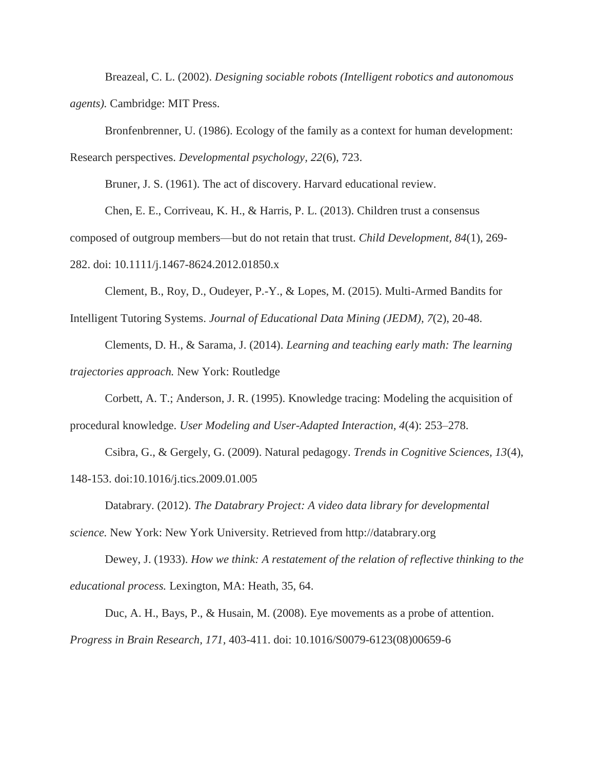Breazeal, C. L. (2002). *Designing sociable robots (Intelligent robotics and autonomous agents).* Cambridge: MIT Press.

Bronfenbrenner, U. (1986). Ecology of the family as a context for human development: Research perspectives. *Developmental psychology*, *22*(6), 723.

Bruner, J. S. (1961). The act of discovery. Harvard educational review.

Chen, E. E., Corriveau, K. H., & Harris, P. L. (2013). Children trust a consensus composed of outgroup members—but do not retain that trust. *Child Development*, *84*(1), 269-282. doi: 10.1111/j.1467-8624.2012.01850.x

Clement, B., Roy, D., Oudeyer, P.-Y., & Lopes, M. (2015). Multi-Armed Bandits for Intelligent Tutoring Systems. *Journal of Educational Data Mining (JEDM)*, *7*(2), 20-48.

Clements, D. H., & Sarama, J. (2014). *Learning and teaching early math: The learning trajectories approach.* New York: Routledge

Corbett, A. T.; Anderson, J. R. (1995). Knowledge tracing: Modeling the acquisition of procedural knowledge. *User Modeling and User-Adapted Interaction*, *4*(4): 253–278.

Csibra, G., & Gergely, G. (2009). Natural pedagogy. *Trends in Cognitive Sciences*, *13*(4), 148-153. doi:10.1016/j.tics.2009.01.005

Databrary. (2012). *The Databrary Project: A video data library for developmental science.* New York: New York University. Retrieved from http://databrary.org

Dewey, J. (1933). *How we think: A restatement of the relation of reflective thinking to the educational process.* Lexington, MA: Heath, 35, 64.

Duc, A. H., Bays, P., & Husain, M. (2008). Eye movements as a probe of attention. *Progress in Brain Research*, *171*, 403-411. doi: 10.1016/S0079-6123(08)00659-6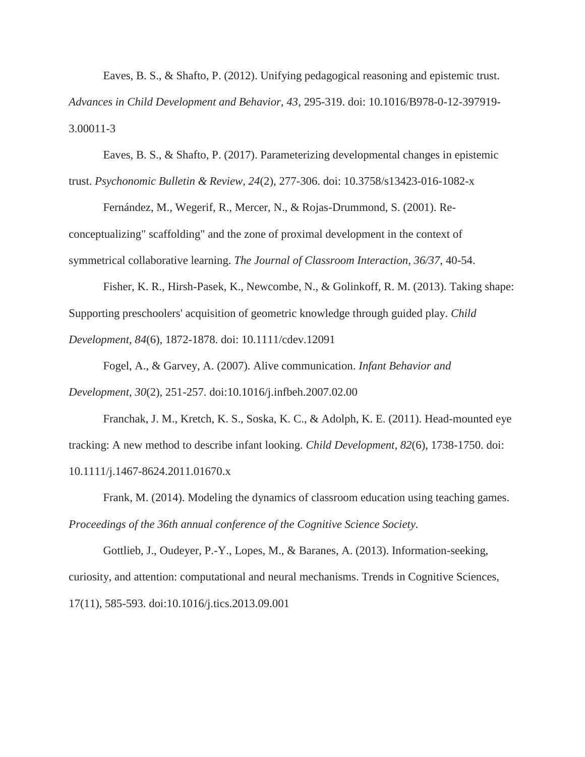Eaves, B. S., & Shafto, P. (2012). Unifying pedagogical reasoning and epistemic trust. *Advances in Child Development and Behavior, 43,* 295-319. doi: 10.1016/B978-0-12-397919-3.00011-3

Eaves, B. S., & Shafto, P. (2017). Parameterizing developmental changes in epistemic trust. *Psychonomic Bulletin & Review, 24*(2), 277-306. doi: 10.3758/s13423-016-1082-x

Fernández, M., Wegerif, R., Mercer, N., & Rojas-Drummond, S. (2001). Re-conceptualizing" scaffolding" and the zone of proximal development in the context of symmetrical collaborative learning. *The Journal of Classroom Interaction, 36/37,* 40-54.

Fisher, K. R., Hirsh-Pasek, K., Newcombe, N., & Golinkoff, R. M. (2013). Taking shape: Supporting preschoolers' acquisition of geometric knowledge through guided play. *Child Development, 84*(6), 1872-1878. doi: 10.1111/cdev.12091

Fogel, A., & Garvey, A. (2007). Alive communication. *Infant Behavior and Development, 30*(2), 251-257. doi:10.1016/j.infbeh.2007.02.00

Franchak, J. M., Kretch, K. S., Soska, K. C., & Adolph, K. E. (2011). Head-mounted eye tracking: A new method to describe infant looking. *Child Development, 82*(6), 1738-1750. doi: 10.1111/j.1467-8624.2011.01670.x

Frank, M. (2014). Modeling the dynamics of classroom education using teaching games. *Proceedings of the 36th annual conference of the Cognitive Science Society.*

Gottlieb, J., Oudeyer, P.-Y., Lopes, M., & Baranes, A. (2013). Information-seeking, curiosity, and attention: computational and neural mechanisms. Trends in Cognitive Sciences, 17(11), 585-593. doi:10.1016/j.tics.2013.09.001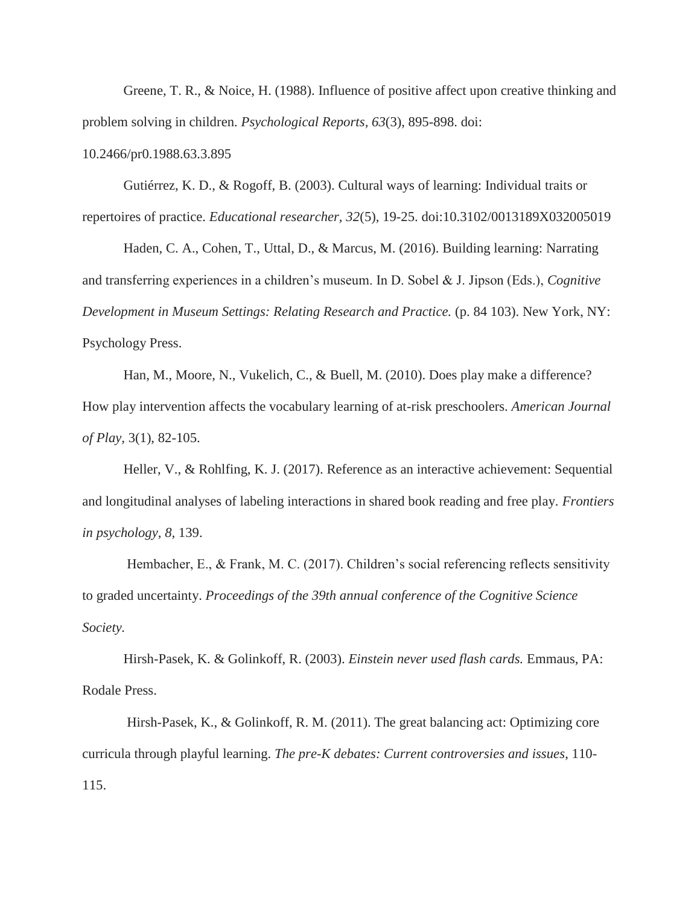Greene, T. R., & Noice, H. (1988). Influence of positive affect upon creative thinking and problem solving in children. *Psychological Reports, 63*(3), 895-898. doi: 10.2466/pr0.1988.63.3.895

Gutiérrez, K. D., & Rogoff, B. (2003). Cultural ways of learning: Individual traits or repertoires of practice. *Educational researcher, 32*(5), 19-25. doi:10.3102/0013189X032005019

Haden, C. A., Cohen, T., Uttal, D., & Marcus, M. (2016). Building learning: Narrating and transferring experiences in a children's museum. In D. Sobel & J. Jipson (Eds.), *Cognitive Development in Museum Settings: Relating Research and Practice.* (p. 84 103). New York, NY: Psychology Press.

Han, M., Moore, N., Vukelich, C., & Buell, M. (2010). Does play make a difference? How play intervention affects the vocabulary learning of at-risk preschoolers. *American Journal of Play*, 3(1), 82-105.

Heller, V., & Rohlfing, K. J. (2017). Reference as an interactive achievement: Sequential and longitudinal analyses of labeling interactions in shared book reading and free play. *Frontiers in psychology, 8*, 139.

Hembacher, E., & Frank, M. C. (2017). Children's social referencing reflects sensitivity to graded uncertainty. *Proceedings of the 39th annual conference of the Cognitive Science Society.*

Hirsh-Pasek, K. & Golinkoff, R. (2003). *Einstein never used flash cards.* Emmaus, PA: Rodale Press.

Hirsh-Pasek, K., & Golinkoff, R. M. (2011). The great balancing act: Optimizing core curricula through playful learning. *The pre-K debates: Current controversies and issues*, 110-115.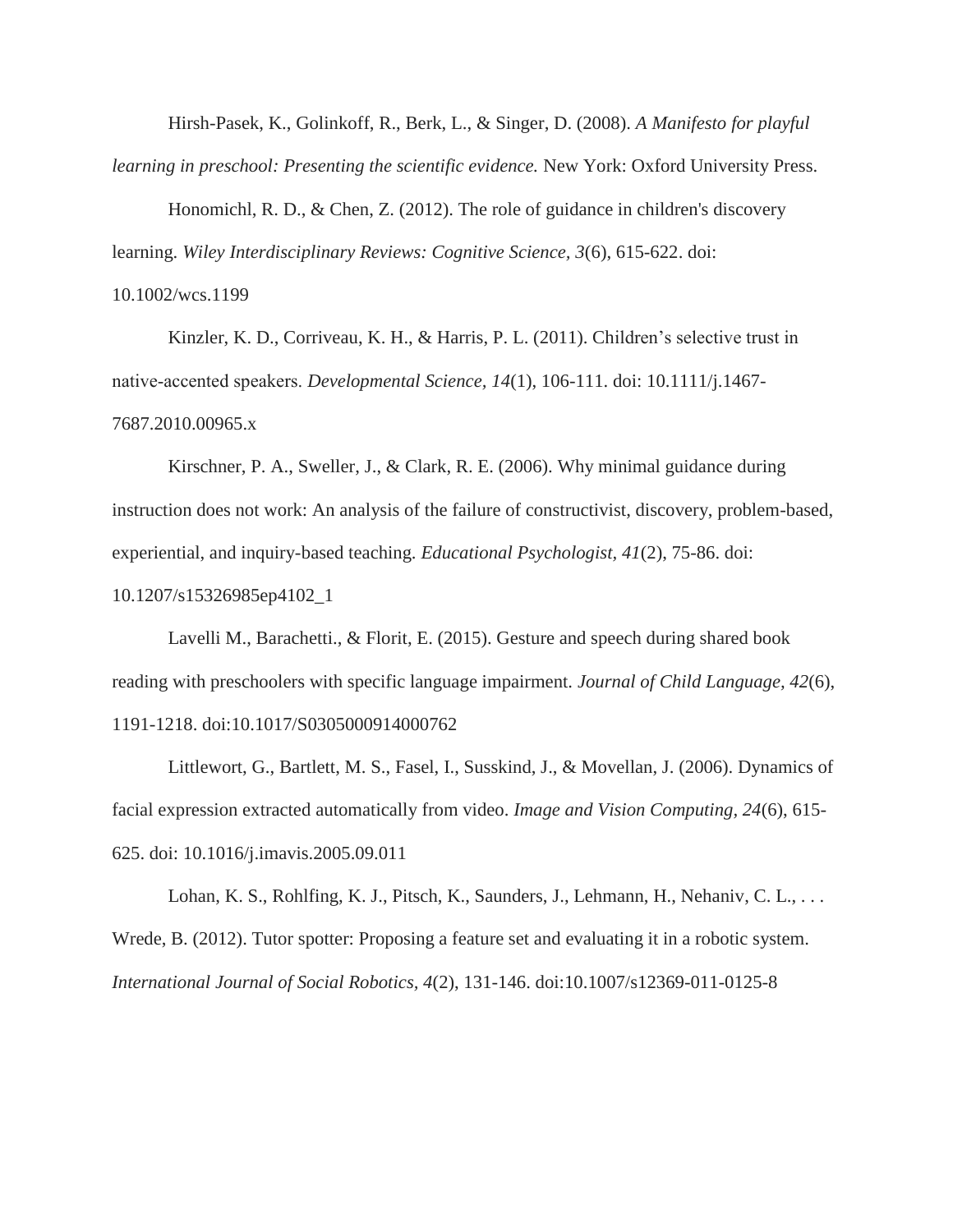Hirsh-Pasek, K., Golinkoff, R., Berk, L., & Singer, D. (2008). *A Manifesto for playful learning in preschool: Presenting the scientific evidence.* New York: Oxford University Press.

Honomichl, R. D., & Chen, Z. (2012). The role of guidance in children's discovery learning. *Wiley Interdisciplinary Reviews: Cognitive Science, 3*(6), 615-622. doi: 10.1002/wcs.1199

Kinzler, K. D., Corriveau, K. H., & Harris, P. L. (2011). Children's selective trust in native-accented speakers. *Developmental Science, 14*(1), 106-111. doi: 10.1111/j.1467-7687.2010.00965.x

Kirschner, P. A., Sweller, J., & Clark, R. E. (2006). Why minimal guidance during instruction does not work: An analysis of the failure of constructivist, discovery, problem-based, experiential, and inquiry-based teaching. *Educational Psychologist, 41*(2), 75-86. doi: 10.1207/s15326985ep4102_1

Lavelli M., Barachetti., & Florit, E. (2015). Gesture and speech during shared book reading with preschoolers with specific language impairment. *Journal of Child Language, 42*(6), 1191-1218. doi:10.1017/S0305000914000762

Littlewort, G., Bartlett, M. S., Fasel, I., Susskind, J., & Movellan, J. (2006). Dynamics of facial expression extracted automatically from video. *Image and Vision Computing, 24*(6), 615-625. doi: 10.1016/j.imavis.2005.09.011

Lohan, K. S., Rohlfing, K. J., Pitsch, K., Saunders, J., Lehmann, H., Nehaniv, C. L., . . . Wrede, B. (2012). Tutor spotter: Proposing a feature set and evaluating it in a robotic system. *International Journal of Social Robotics, 4*(2), 131-146. doi:10.1007/s12369-011-0125-8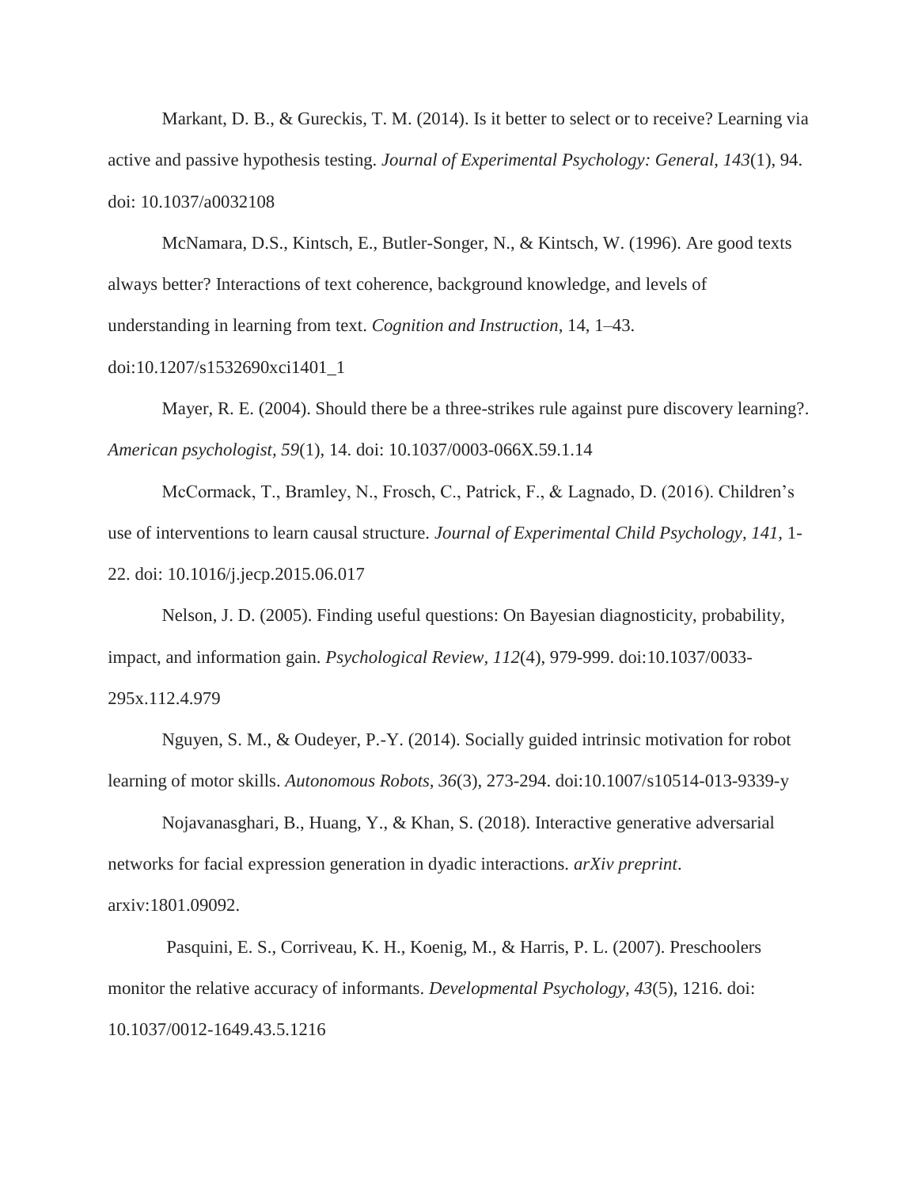Markant, D. B., & Gureckis, T. M. (2014). Is it better to select or to receive? Learning via active and passive hypothesis testing. *Journal of Experimental Psychology: General, 143*(1), 94. doi: 10.1037/a0032108

McNamara, D.S., Kintsch, E., Butler-Songer, N., & Kintsch, W. (1996). Are good texts always better? Interactions of text coherence, background knowledge, and levels of understanding in learning from text. *Cognition and Instruction*, 14, 1–43. doi:10.1207/s1532690xci1401_1

Mayer, R. E. (2004). Should there be a three-strikes rule against pure discovery learning?. *American psychologist, 59*(1), 14. doi: 10.1037/0003-066X.59.1.14

McCormack, T., Bramley, N., Frosch, C., Patrick, F., & Lagnado, D. (2016). Children's use of interventions to learn causal structure. *Journal of Experimental Child Psychology, 141,* 1-22. doi: 10.1016/j.jecp.2015.06.017

Nelson, J. D. (2005). Finding useful questions: On Bayesian diagnosticity, probability, impact, and information gain. *Psychological Review, 112*(4), 979-999. doi:10.1037/0033-295x.112.4.979

Nguyen, S. M., & Oudeyer, P.-Y. (2014). Socially guided intrinsic motivation for robot learning of motor skills. *Autonomous Robots, 36*(3), 273-294. doi:10.1007/s10514-013-9339-y

Nojavanasghari, B., Huang, Y., & Khan, S. (2018). Interactive generative adversarial networks for facial expression generation in dyadic interactions. *arXiv preprint*. arxiv:1801.09092.

Pasquini, E. S., Corriveau, K. H., Koenig, M., & Harris, P. L. (2007). Preschoolers monitor the relative accuracy of informants. *Developmental Psychology, 43*(5), 1216. doi: 10.1037/0012-1649.43.5.1216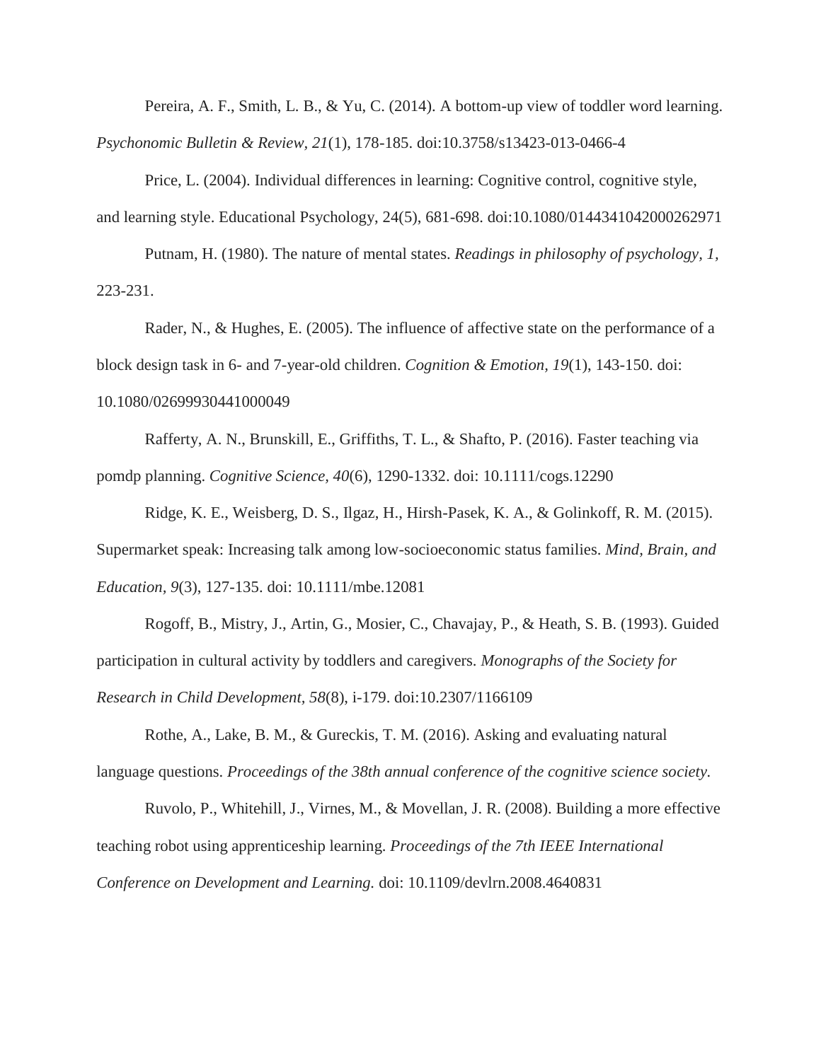Pereira, A. F., Smith, L. B., & Yu, C. (2014). A bottom-up view of toddler word learning. *Psychonomic Bulletin & Review, 21*(1), 178-185. doi:10.3758/s13423-013-0466-4

Price, L. (2004). Individual differences in learning: Cognitive control, cognitive style, and learning style. Educational Psychology, 24(5), 681-698. doi:10.1080/0144341042000262971

Putnam, H. (1980). The nature of mental states. *Readings in philosophy of psychology*, *1*, 223-231.

Rader, N., & Hughes, E. (2005). The influence of affective state on the performance of a block design task in 6- and 7-year-old children. *Cognition & Emotion, 19*(1), 143-150. doi: 10.1080/02699930441000049

Rafferty, A. N., Brunskill, E., Griffiths, T. L., & Shafto, P. (2016). Faster teaching via pomdp planning. *Cognitive Science, 40*(6), 1290-1332. doi: 10.1111/cogs.12290

Ridge, K. E., Weisberg, D. S., Ilgaz, H., Hirsh-Pasek, K. A., & Golinkoff, R. M. (2015). Supermarket speak: Increasing talk among low-socioeconomic status families. *Mind, Brain, and Education, 9*(3), 127-135. doi: 10.1111/mbe.12081

Rogoff, B., Mistry, J., Artin, G., Mosier, C., Chavajay, P., & Heath, S. B. (1993). Guided participation in cultural activity by toddlers and caregivers. *Monographs of the Society for Research in Child Development, 58*(8), i-179. doi:10.2307/1166109

Rothe, A., Lake, B. M., & Gureckis, T. M. (2016). Asking and evaluating natural language questions. *Proceedings of the 38th annual conference of the cognitive science society.*

Ruvolo, P., Whitehill, J., Virnes, M., & Movellan, J. R. (2008). Building a more effective teaching robot using apprenticeship learning. *Proceedings of the 7th IEEE International Conference on Development and Learning.* doi: 10.1109/devlrn.2008.4640831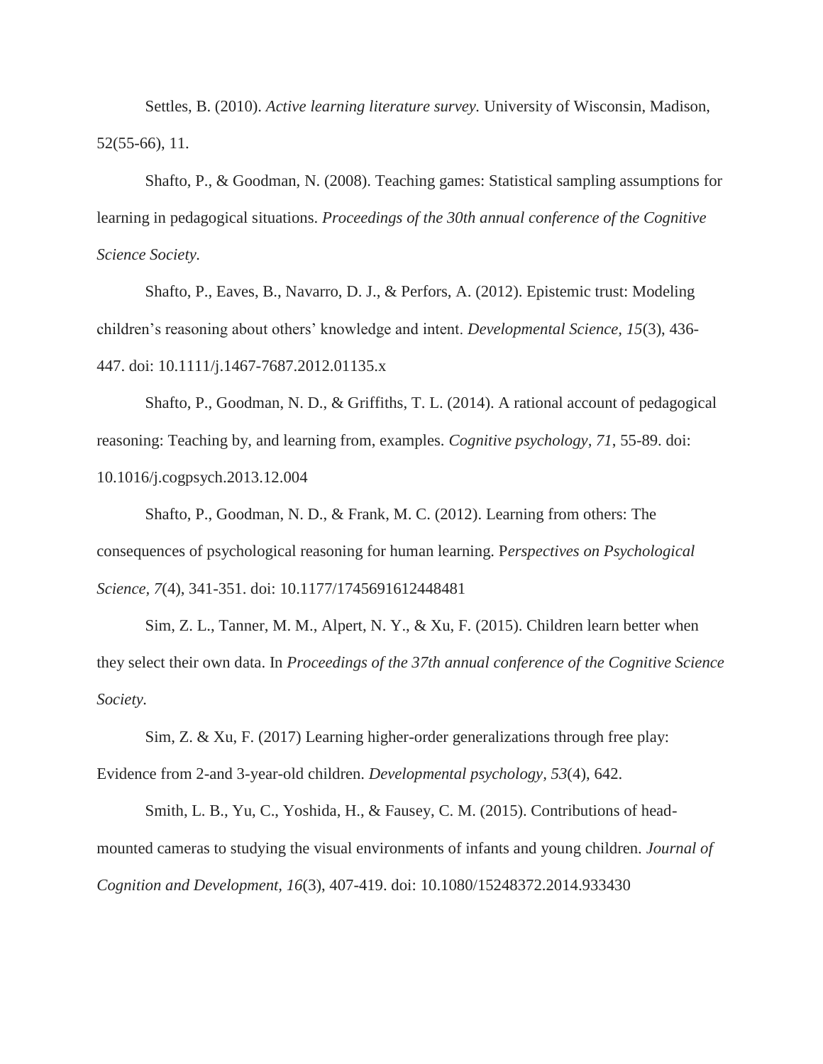Settles, B. (2010). *Active learning literature survey.* University of Wisconsin, Madison, 52(55-66), 11.

Shafto, P., & Goodman, N. (2008). Teaching games: Statistical sampling assumptions for learning in pedagogical situations. *Proceedings of the 30th annual conference of the Cognitive Science Society.*

Shafto, P., Eaves, B., Navarro, D. J., & Perfors, A. (2012). Epistemic trust: Modeling children's reasoning about others' knowledge and intent. *Developmental Science, 15*(3), 436-447. doi: 10.1111/j.1467-7687.2012.01135.x

Shafto, P., Goodman, N. D., & Griffiths, T. L. (2014). A rational account of pedagogical reasoning: Teaching by, and learning from, examples. *Cognitive psychology, 71*, 55-89. doi: 10.1016/j.cogpsych.2013.12.004

Shafto, P., Goodman, N. D., & Frank, M. C. (2012). Learning from others: The consequences of psychological reasoning for human learning. *Perspectives on Psychological Science, 7*(4), 341-351. doi: 10.1177/1745691612448481

Sim, Z. L., Tanner, M. M., Alpert, N. Y., & Xu, F. (2015). Children learn better when they select their own data. In *Proceedings of the 37th annual conference of the Cognitive Science Society.*

Sim, Z. & Xu, F. (2017) Learning higher-order generalizations through free play: Evidence from 2-and 3-year-old children. *Developmental psychology, 53*(4), 642.

Smith, L. B., Yu, C., Yoshida, H., & Fausey, C. M. (2015). Contributions of head-mounted cameras to studying the visual environments of infants and young children. *Journal of Cognition and Development, 16*(3), 407-419. doi: 10.1080/15248372.2014.933430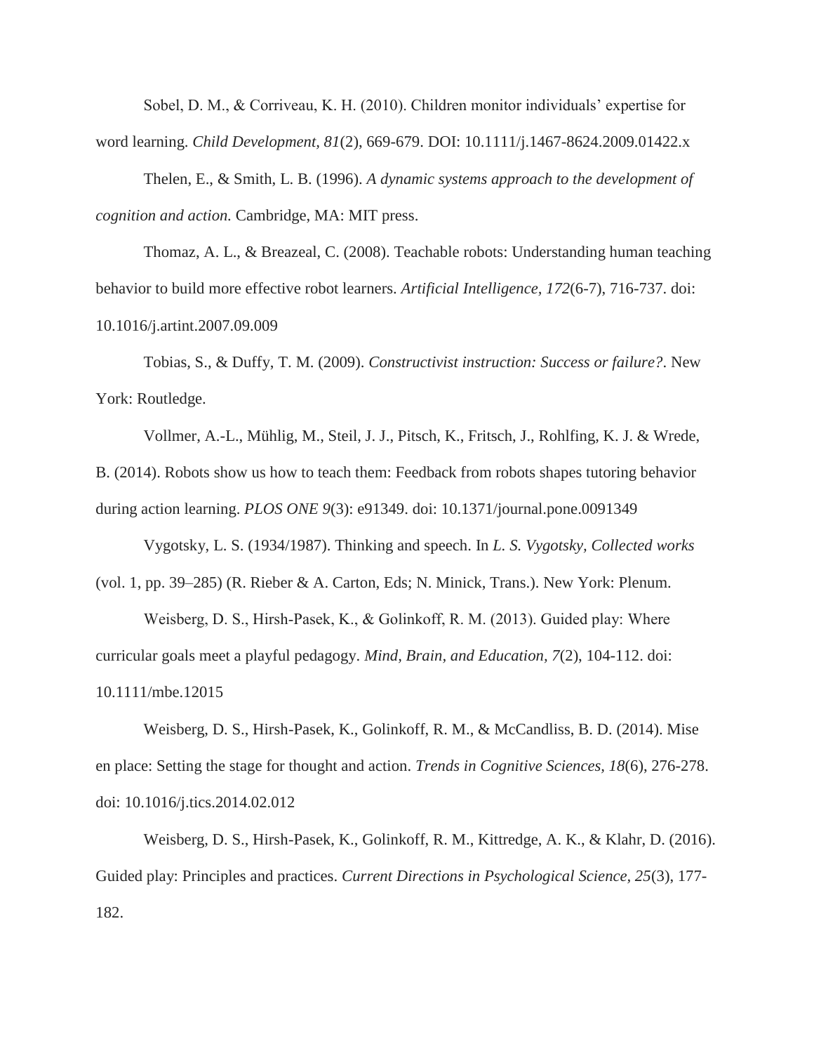Sobel, D. M., & Corriveau, K. H. (2010). Children monitor individuals' expertise for word learning. *Child Development, 81*(2), 669-679. DOI: 10.1111/j.1467-8624.2009.01422.x

Thelen, E., & Smith, L. B. (1996). *A dynamic systems approach to the development of cognition and action.* Cambridge, MA: MIT press.

Thomaz, A. L., & Breazeal, C. (2008). Teachable robots: Understanding human teaching behavior to build more effective robot learners. *Artificial Intelligence, 172*(6-7), 716-737. doi: 10.1016/j.artint.2007.09.009

Tobias, S., & Duffy, T. M. (2009). *Constructivist instruction: Success or failure?*. New York: Routledge.

Vollmer, A.-L., Mühlig, M., Steil, J. J., Pitsch, K., Fritsch, J., Rohlfing, K. J. & Wrede, B. (2014). Robots show us how to teach them: Feedback from robots shapes tutoring behavior during action learning. *PLOS ONE 9*(3): e91349. doi: 10.1371/journal.pone.0091349

Vygotsky, L. S. (1934/1987). Thinking and speech. In *L. S. Vygotsky, Collected works* (vol. 1, pp. 39–285) (R. Rieber & A. Carton, Eds; N. Minick, Trans.). New York: Plenum.

Weisberg, D. S., Hirsh-Pasek, K., & Golinkoff, R. M. (2013). Guided play: Where curricular goals meet a playful pedagogy. *Mind, Brain, and Education, 7*(2), 104-112. doi: 10.1111/mbe.12015

Weisberg, D. S., Hirsh-Pasek, K., Golinkoff, R. M., & McCandliss, B. D. (2014). Mise en place: Setting the stage for thought and action. *Trends in Cognitive Sciences, 18*(6), 276-278. doi: 10.1016/j.tics.2014.02.012

Weisberg, D. S., Hirsh-Pasek, K., Golinkoff, R. M., Kittredge, A. K., & Klahr, D. (2016). Guided play: Principles and practices. *Current Directions in Psychological Science, 25*(3), 177-182.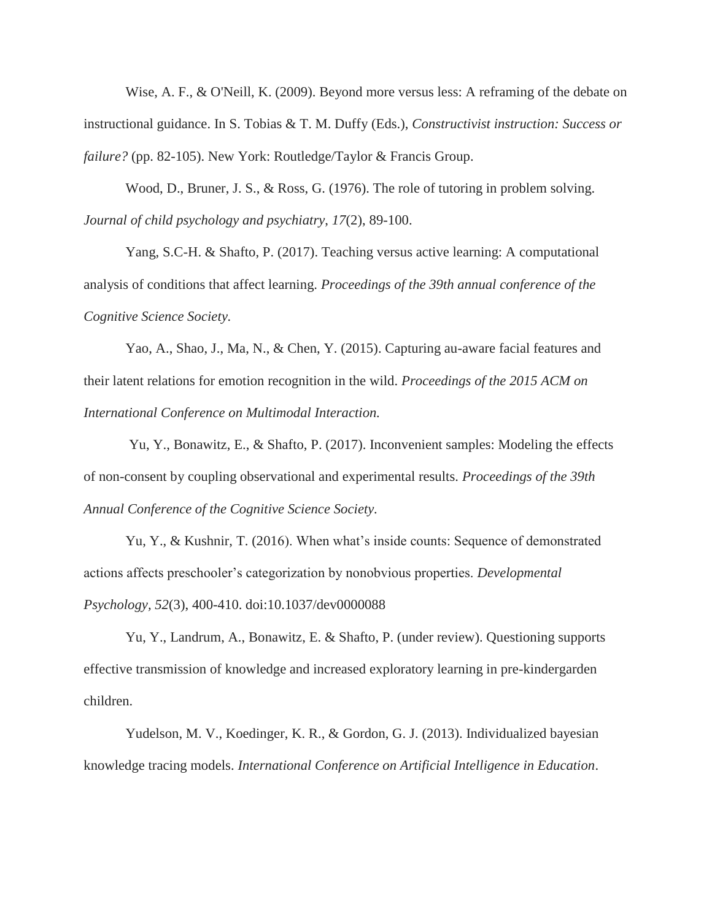Wise, A. F., & O'Neill, K. (2009). Beyond more versus less: A reframing of the debate on instructional guidance. In S. Tobias & T. M. Duffy (Eds.), *Constructivist instruction: Success or failure?* (pp. 82-105). New York: Routledge/Taylor & Francis Group.

Wood, D., Bruner, J. S., & Ross, G. (1976). The role of tutoring in problem solving. *Journal of child psychology and psychiatry*, *17*(2), 89-100.

Yang, S.C-H. & Shafto, P. (2017). Teaching versus active learning: A computational analysis of conditions that affect learning. *Proceedings of the 39th annual conference of the Cognitive Science Society.*

Yao, A., Shao, J., Ma, N., & Chen, Y. (2015). Capturing au-aware facial features and their latent relations for emotion recognition in the wild. *Proceedings of the 2015 ACM on International Conference on Multimodal Interaction.*

Yu, Y., Bonawitz, E., & Shafto, P. (2017). Inconvenient samples: Modeling the effects of non-consent by coupling observational and experimental results. *Proceedings of the 39th Annual Conference of the Cognitive Science Society*.

Yu, Y., & Kushnir, T. (2016). When what's inside counts: Sequence of demonstrated actions affects preschooler's categorization by nonobvious properties. *Developmental Psychology*, *52*(3), 400-410. doi:10.1037/dev0000088

Yu, Y., Landrum, A., Bonawitz, E. & Shafto, P. (under review). Questioning supports effective transmission of knowledge and increased exploratory learning in pre-kindergarden children.

Yudelson, M. V., Koedinger, K. R., & Gordon, G. J. (2013). Individualized bayesian knowledge tracing models. *International Conference on Artificial Intelligence in Education*.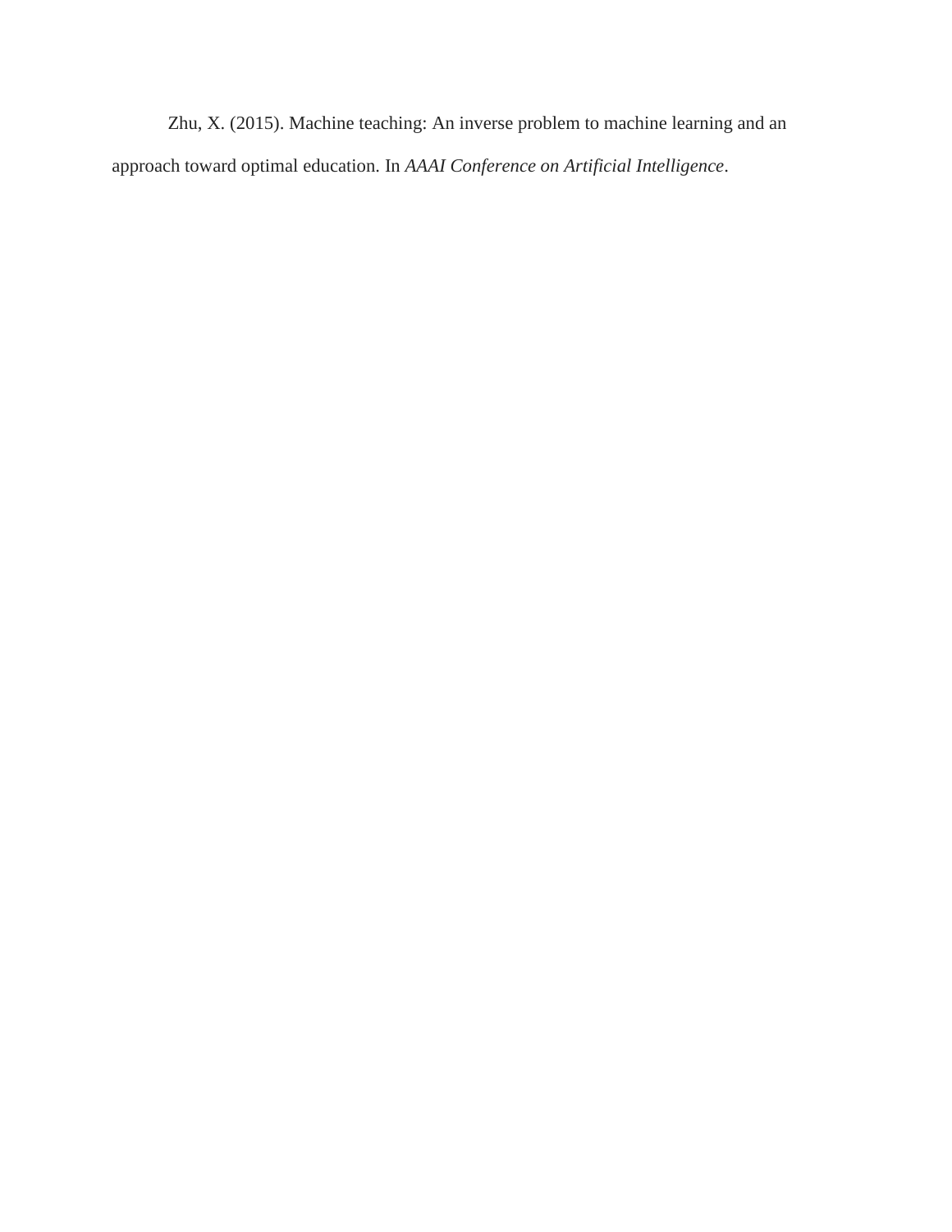Zhu, X. (2015). Machine teaching: An inverse problem to machine learning and an approach toward optimal education. In *AAAI Conference on Artificial Intelligence*.